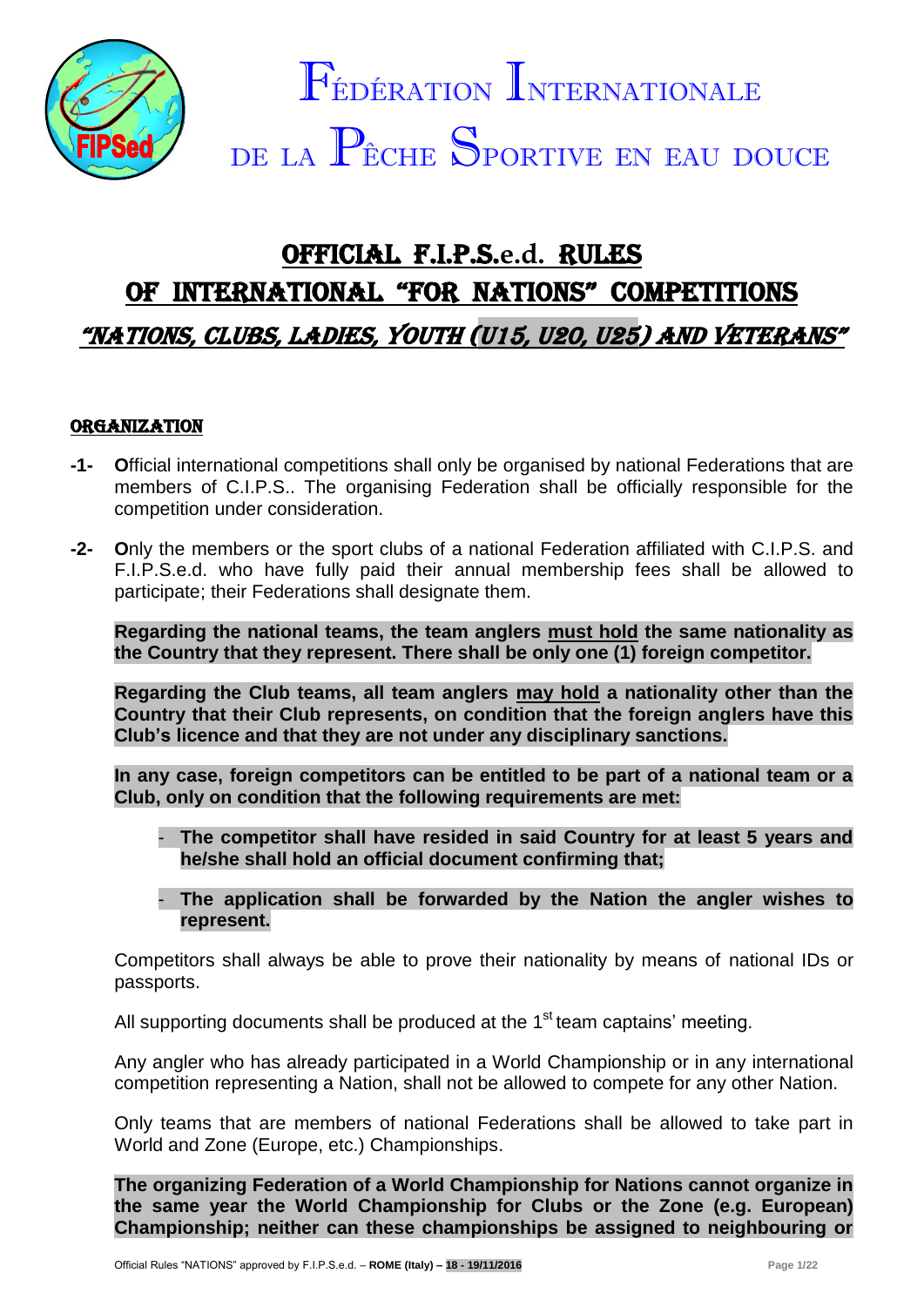# FÉDÉRATION INTERNATIONALE DE LA PÊCHE SPORTIVE EN EAU DOUCE

## OFFICIAL F.I.P.S.e.d. RULES OF INTERNATIONAL "FOR NATIONS" COMPETITIONS

### *"NATIONS, CLUBS, LADIES, YOUTH (U15, U20, U25) AND VETERANS"*

#### ORGANIZATION

**-1-** **O**fficial international competitions shall only be organised by national Federations that are members of C.I.P.S.. The organising Federation shall be officially responsible for the competition under consideration.

**-2-** **O**nly the members or the sport clubs of a national Federation affiliated with C.I.P.S. and F.I.P.S.e.d. who have fully paid their annual membership fees shall be allowed to participate; their Federations shall designate them.

**Regarding the national teams, the team anglers must hold the same nationality as the Country that they represent. There shall be only one (1) foreign competitor.**

**Regarding the Club teams, all team anglers may hold a nationality other than the Country that their Club represents, on condition that the foreign anglers have this Club's licence and that they are not under any disciplinary sanctions.**

**In any case, foreign competitors can be entitled to be part of a national team or a Club, only on condition that the following requirements are met:**

- **The competitor shall have resided in said Country for at least 5 years and he/she shall hold an official document confirming that;**
- **The application shall be forwarded by the Nation the angler wishes to represent.**

Competitors shall always be able to prove their nationality by means of national IDs or passports.

All supporting documents shall be produced at the 1st team captains' meeting.

Any angler who has already participated in a World Championship or in any international competition representing a Nation, shall not be allowed to compete for any other Nation.

Only teams that are members of national Federations shall be allowed to take part in World and Zone (Europe, etc.) Championships.

**The organizing Federation of a World Championship for Nations cannot organize in the same year the World Championship for Clubs or the Zone (e.g. European) Championship; neither can these championships be assigned to neighbouring or**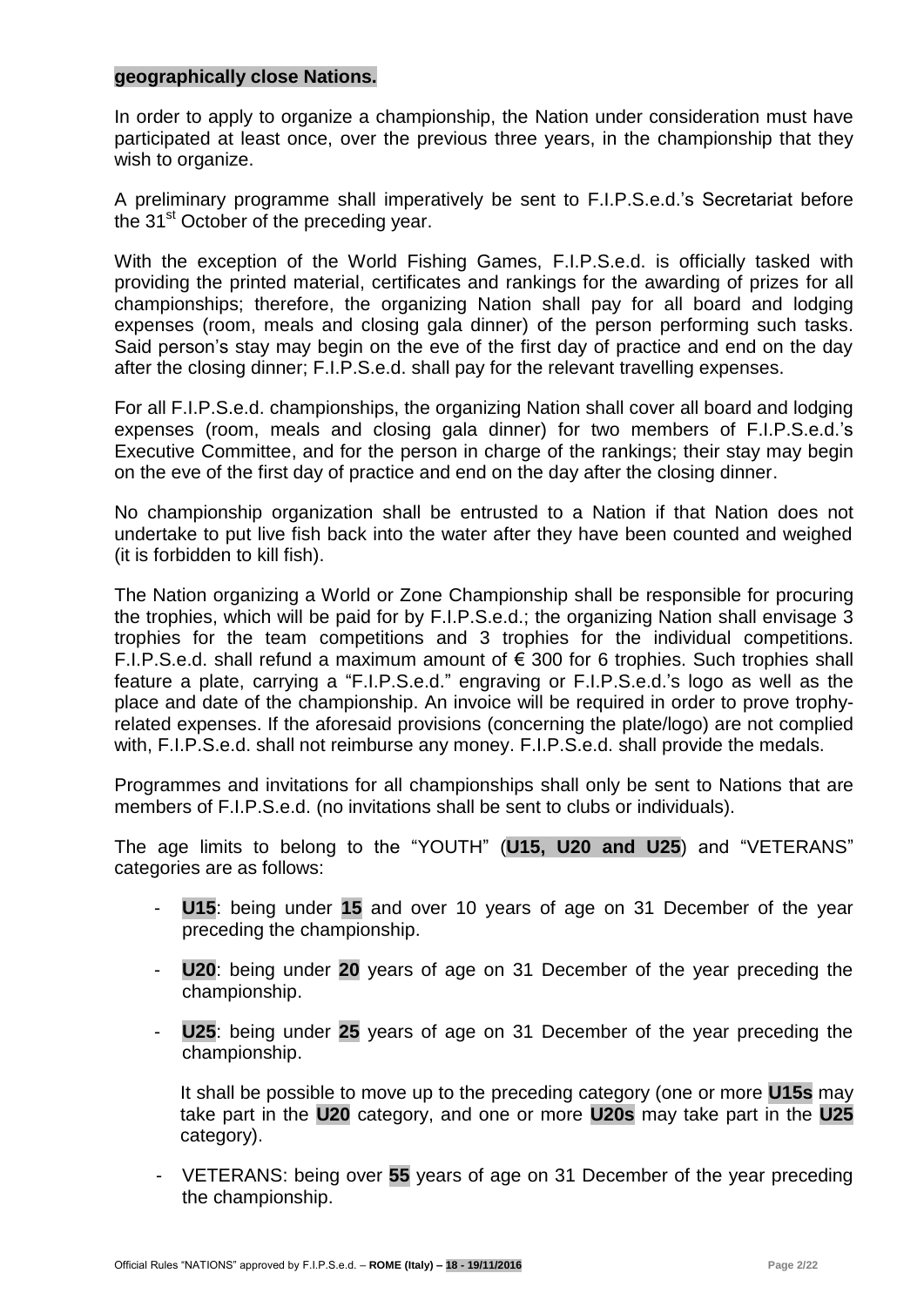**geographically close Nations.**

In order to apply to organize a championship, the Nation under consideration must have participated at least once, over the previous three years, in the championship that they wish to organize.

A preliminary programme shall imperatively be sent to F.I.P.S.e.d.'s Secretariat before the 31st October of the preceding year.

With the exception of the World Fishing Games, F.I.P.S.e.d. is officially tasked with providing the printed material, certificates and rankings for the awarding of prizes for all championships; therefore, the organizing Nation shall pay for all board and lodging expenses (room, meals and closing gala dinner) of the person performing such tasks. Said person's stay may begin on the eve of the first day of practice and end on the day after the closing dinner; F.I.P.S.e.d. shall pay for the relevant travelling expenses.

For all F.I.P.S.e.d. championships, the organizing Nation shall cover all board and lodging expenses (room, meals and closing gala dinner) for two members of F.I.P.S.e.d.'s Executive Committee, and for the person in charge of the rankings; their stay may begin on the eve of the first day of practice and end on the day after the closing dinner.

No championship organization shall be entrusted to a Nation if that Nation does not undertake to put live fish back into the water after they have been counted and weighed (it is forbidden to kill fish).

The Nation organizing a World or Zone Championship shall be responsible for procuring the trophies, which will be paid for by F.I.P.S.e.d.; the organizing Nation shall envisage 3 trophies for the team competitions and 3 trophies for the individual competitions. F.I.P.S.e.d. shall refund a maximum amount of € 300 for 6 trophies. Such trophies shall feature a plate, carrying a "F.I.P.S.e.d." engraving or F.I.P.S.e.d.'s logo as well as the place and date of the championship. An invoice will be required in order to prove trophy-related expenses. If the aforesaid provisions (concerning the plate/logo) are not complied with, F.I.P.S.e.d. shall not reimburse any money. F.I.P.S.e.d. shall provide the medals.

Programmes and invitations for all championships shall only be sent to Nations that are members of F.I.P.S.e.d. (no invitations shall be sent to clubs or individuals).

The age limits to belong to the "YOUTH" (**U15, U20 and U25**) and "VETERANS" categories are as follows:

- **U15**: being under **15** and over 10 years of age on 31 December of the year preceding the championship.
- **U20**: being under **20** years of age on 31 December of the year preceding the championship.
- **U25**: being under **25** years of age on 31 December of the year preceding the championship.

  It shall be possible to move up to the preceding category (one or more **U15s** may take part in the **U20** category, and one or more **U20s** may take part in the **U25** category).

- VETERANS: being over **55** years of age on 31 December of the year preceding the championship.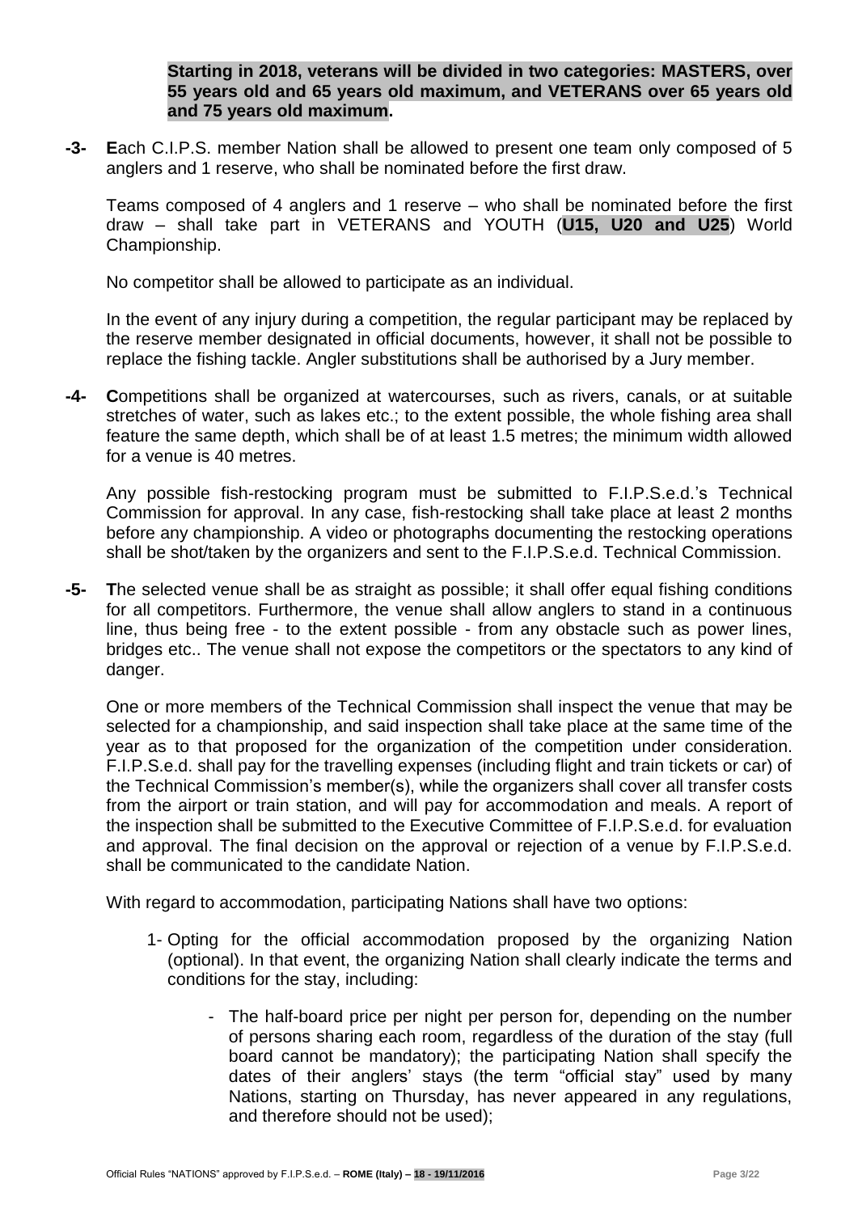**Starting in 2018, veterans will be divided in two categories: MASTERS, over 55 years old and 65 years old maximum, and VETERANS over 65 years old and 75 years old maximum.**

**-3-** **E**ach C.I.P.S. member Nation shall be allowed to present one team only composed of 5 anglers and 1 reserve, who shall be nominated before the first draw.

Teams composed of 4 anglers and 1 reserve – who shall be nominated before the first draw – shall take part in VETERANS and YOUTH (**U15, U20 and U25**) World Championship.

No competitor shall be allowed to participate as an individual.

In the event of any injury during a competition, the regular participant may be replaced by the reserve member designated in official documents, however, it shall not be possible to replace the fishing tackle. Angler substitutions shall be authorised by a Jury member.

**-4-** **C**ompetitions shall be organized at watercourses, such as rivers, canals, or at suitable stretches of water, such as lakes etc.; to the extent possible, the whole fishing area shall feature the same depth, which shall be of at least 1.5 metres; the minimum width allowed for a venue is 40 metres.

Any possible fish-restocking program must be submitted to F.I.P.S.e.d.'s Technical Commission for approval. In any case, fish-restocking shall take place at least 2 months before any championship. A video or photographs documenting the restocking operations shall be shot/taken by the organizers and sent to the F.I.P.S.e.d. Technical Commission.

**-5-** **T**he selected venue shall be as straight as possible; it shall offer equal fishing conditions for all competitors. Furthermore, the venue shall allow anglers to stand in a continuous line, thus being free - to the extent possible - from any obstacle such as power lines, bridges etc.. The venue shall not expose the competitors or the spectators to any kind of danger.

One or more members of the Technical Commission shall inspect the venue that may be selected for a championship, and said inspection shall take place at the same time of the year as to that proposed for the organization of the competition under consideration. F.I.P.S.e.d. shall pay for the travelling expenses (including flight and train tickets or car) of the Technical Commission's member(s), while the organizers shall cover all transfer costs from the airport or train station, and will pay for accommodation and meals. A report of the inspection shall be submitted to the Executive Committee of F.I.P.S.e.d. for evaluation and approval. The final decision on the approval or rejection of a venue by F.I.P.S.e.d. shall be communicated to the candidate Nation.

With regard to accommodation, participating Nations shall have two options:

1- Opting for the official accommodation proposed by the organizing Nation (optional). In that event, the organizing Nation shall clearly indicate the terms and conditions for the stay, including:

   - The half-board price per night per person for, depending on the number of persons sharing each room, regardless of the duration of the stay (full board cannot be mandatory); the participating Nation shall specify the dates of their anglers' stays (the term "official stay" used by many Nations, starting on Thursday, has never appeared in any regulations, and therefore should not be used);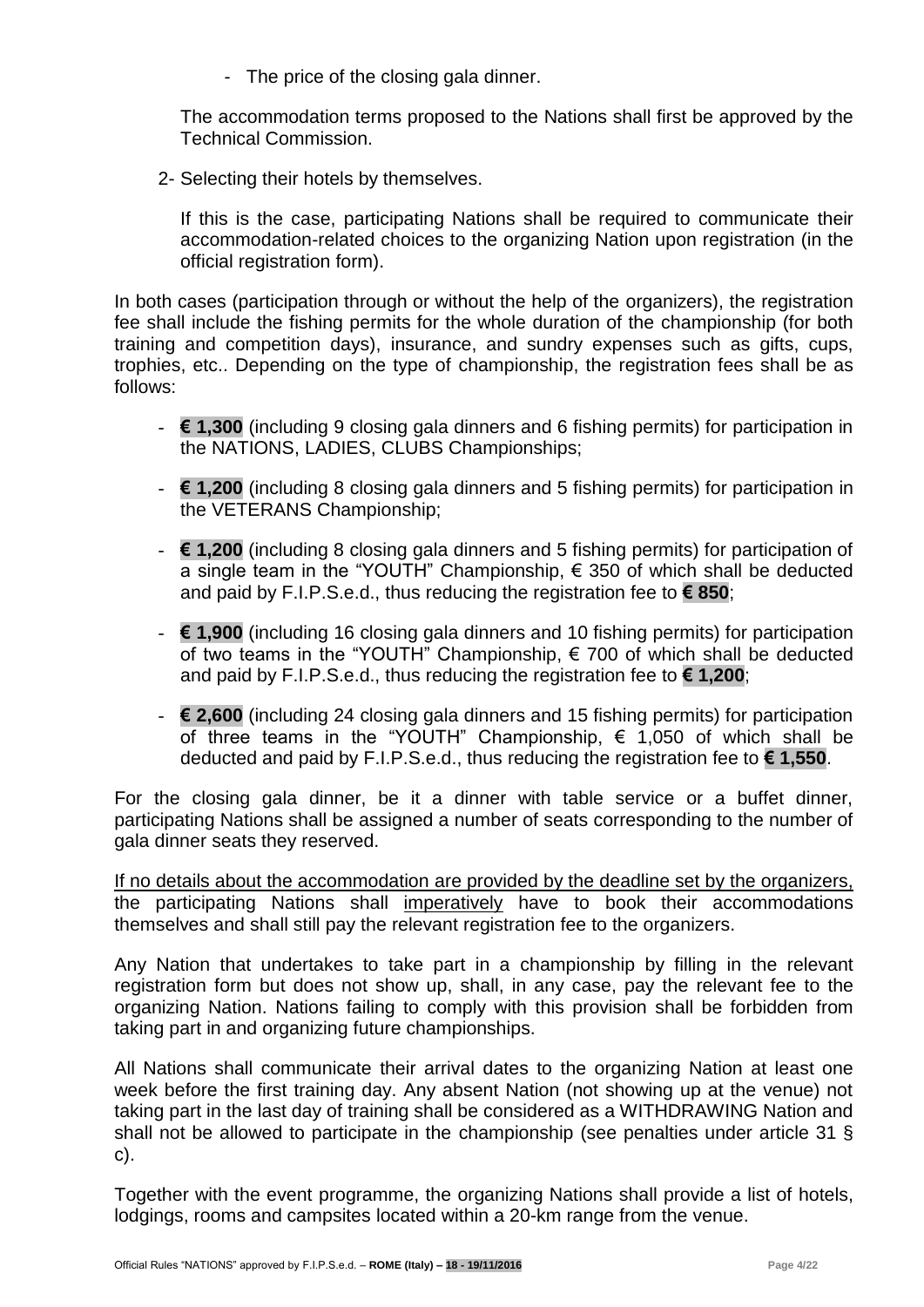- The price of the closing gala dinner.

The accommodation terms proposed to the Nations shall first be approved by the Technical Commission.

2- Selecting their hotels by themselves.

If this is the case, participating Nations shall be required to communicate their accommodation-related choices to the organizing Nation upon registration (in the official registration form).

In both cases (participation through or without the help of the organizers), the registration fee shall include the fishing permits for the whole duration of the championship (for both training and competition days), insurance, and sundry expenses such as gifts, cups, trophies, etc.. Depending on the type of championship, the registration fees shall be as follows:

- **€ 1,300** (including 9 closing gala dinners and 6 fishing permits) for participation in the NATIONS, LADIES, CLUBS Championships;
- **€ 1,200** (including 8 closing gala dinners and 5 fishing permits) for participation in the VETERANS Championship;
- **€ 1,200** (including 8 closing gala dinners and 5 fishing permits) for participation of a single team in the "YOUTH" Championship, € 350 of which shall be deducted and paid by F.I.P.S.e.d., thus reducing the registration fee to **€ 850**;
- **€ 1,900** (including 16 closing gala dinners and 10 fishing permits) for participation of two teams in the "YOUTH" Championship, € 700 of which shall be deducted and paid by F.I.P.S.e.d., thus reducing the registration fee to **€ 1,200**;
- **€ 2,600** (including 24 closing gala dinners and 15 fishing permits) for participation of three teams in the "YOUTH" Championship, € 1,050 of which shall be deducted and paid by F.I.P.S.e.d., thus reducing the registration fee to **€ 1,550**.

For the closing gala dinner, be it a dinner with table service or a buffet dinner, participating Nations shall be assigned a number of seats corresponding to the number of gala dinner seats they reserved.

If no details about the accommodation are provided by the deadline set by the organizers, the participating Nations shall imperatively have to book their accommodations themselves and shall still pay the relevant registration fee to the organizers.

Any Nation that undertakes to take part in a championship by filling in the relevant registration form but does not show up, shall, in any case, pay the relevant fee to the organizing Nation. Nations failing to comply with this provision shall be forbidden from taking part in and organizing future championships.

All Nations shall communicate their arrival dates to the organizing Nation at least one week before the first training day. Any absent Nation (not showing up at the venue) not taking part in the last day of training shall be considered as a WITHDRAWING Nation and shall not be allowed to participate in the championship (see penalties under article 31 § c).

Together with the event programme, the organizing Nations shall provide a list of hotels, lodgings, rooms and campsites located within a 20-km range from the venue.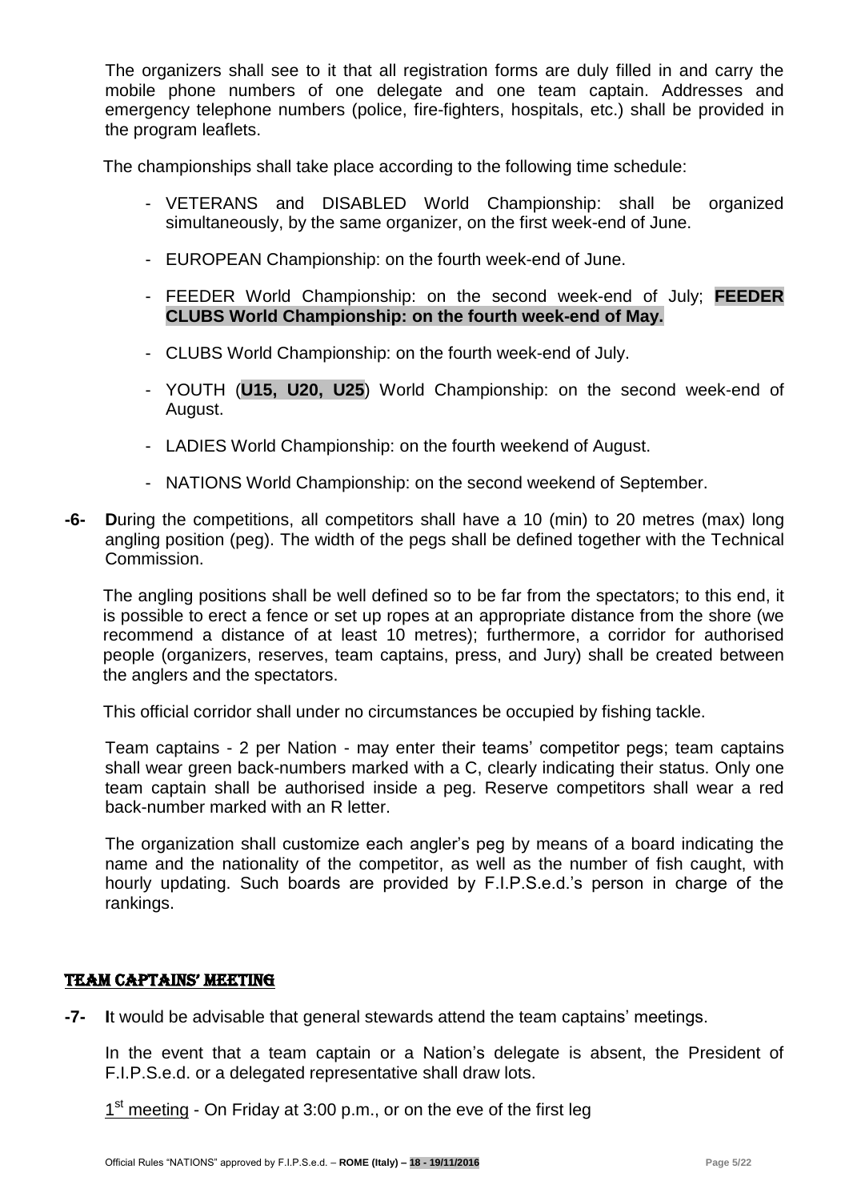The organizers shall see to it that all registration forms are duly filled in and carry the mobile phone numbers of one delegate and one team captain. Addresses and emergency telephone numbers (police, fire-fighters, hospitals, etc.) shall be provided in the program leaflets.

The championships shall take place according to the following time schedule:

- VETERANS and DISABLED World Championship: shall be organized simultaneously, by the same organizer, on the first week-end of June.
- EUROPEAN Championship: on the fourth week-end of June.
- FEEDER World Championship: on the second week-end of July; **FEEDER CLUBS World Championship: on the fourth week-end of May.**
- CLUBS World Championship: on the fourth week-end of July.
- YOUTH (**U15, U20, U25**) World Championship: on the second week-end of August.
- LADIES World Championship: on the fourth weekend of August.
- NATIONS World Championship: on the second weekend of September.

**-6- D**uring the competitions, all competitors shall have a 10 (min) to 20 metres (max) long angling position (peg). The width of the pegs shall be defined together with the Technical Commission.

The angling positions shall be well defined so to be far from the spectators; to this end, it is possible to erect a fence or set up ropes at an appropriate distance from the shore (we recommend a distance of at least 10 metres); furthermore, a corridor for authorised people (organizers, reserves, team captains, press, and Jury) shall be created between the anglers and the spectators.

This official corridor shall under no circumstances be occupied by fishing tackle.

Team captains - 2 per Nation - may enter their teams' competitor pegs; team captains shall wear green back-numbers marked with a C, clearly indicating their status. Only one team captain shall be authorised inside a peg. Reserve competitors shall wear a red back-number marked with an R letter.

The organization shall customize each angler's peg by means of a board indicating the name and the nationality of the competitor, as well as the number of fish caught, with hourly updating. Such boards are provided by F.I.P.S.e.d.'s person in charge of the rankings.

## TEAM CAPTAINS' MEETING

**-7- I**t would be advisable that general stewards attend the team captains' meetings.

In the event that a team captain or a Nation's delegate is absent, the President of F.I.P.S.e.d. or a delegated representative shall draw lots.

1st meeting - On Friday at 3:00 p.m., or on the eve of the first leg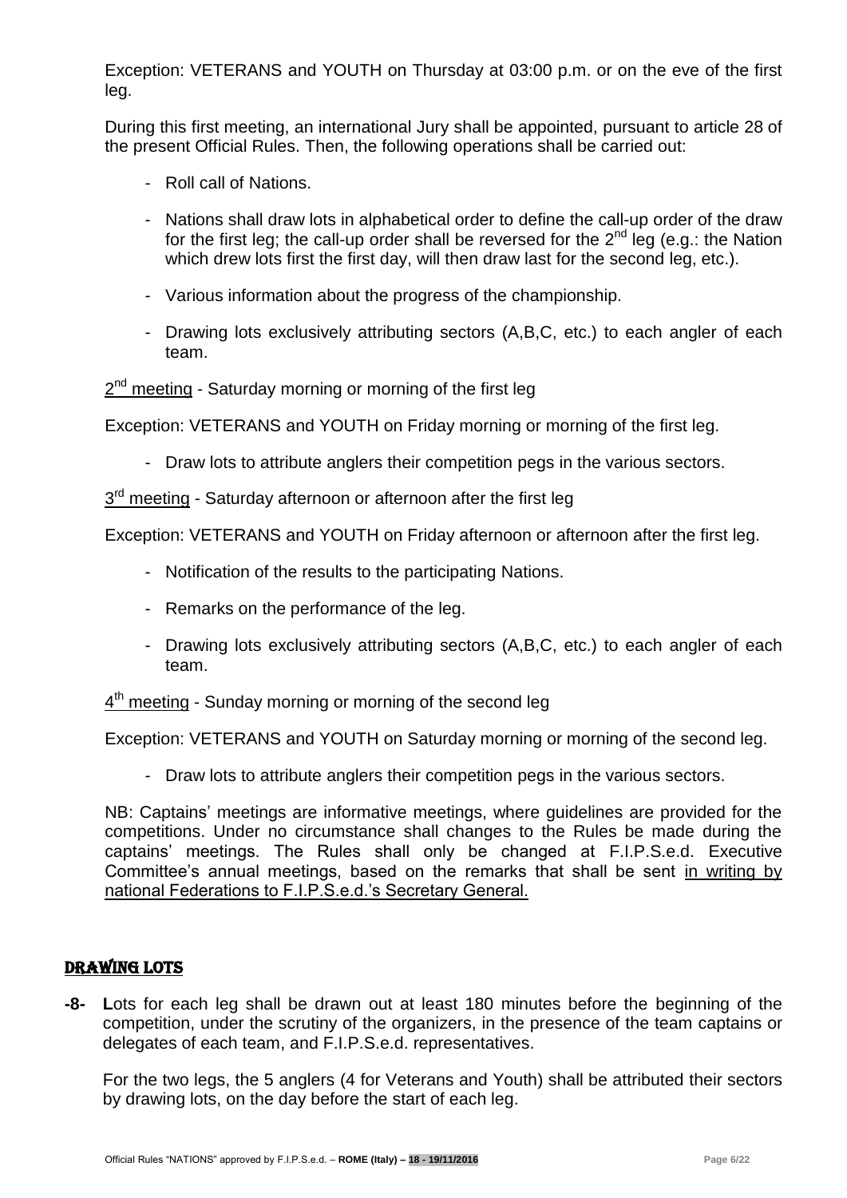Exception: VETERANS and YOUTH on Thursday at 03:00 p.m. or on the eve of the first leg.

During this first meeting, an international Jury shall be appointed, pursuant to article 28 of the present Official Rules. Then, the following operations shall be carried out:

- Roll call of Nations.
- Nations shall draw lots in alphabetical order to define the call-up order of the draw for the first leg; the call-up order shall be reversed for the 2nd leg (e.g.: the Nation which drew lots first the first day, will then draw last for the second leg, etc.).
- Various information about the progress of the championship.
- Drawing lots exclusively attributing sectors (A,B,C, etc.) to each angler of each team.

2nd meeting - Saturday morning or morning of the first leg

Exception: VETERANS and YOUTH on Friday morning or morning of the first leg.

- Draw lots to attribute anglers their competition pegs in the various sectors.

3rd meeting - Saturday afternoon or afternoon after the first leg

Exception: VETERANS and YOUTH on Friday afternoon or afternoon after the first leg.

- Notification of the results to the participating Nations.
- Remarks on the performance of the leg.
- Drawing lots exclusively attributing sectors (A,B,C, etc.) to each angler of each team.

4th meeting - Sunday morning or morning of the second leg

Exception: VETERANS and YOUTH on Saturday morning or morning of the second leg.

- Draw lots to attribute anglers their competition pegs in the various sectors.

NB: Captains' meetings are informative meetings, where guidelines are provided for the competitions. Under no circumstance shall changes to the Rules be made during the captains' meetings. The Rules shall only be changed at F.I.P.S.e.d. Executive Committee's annual meetings, based on the remarks that shall be sent in writing by national Federations to F.I.P.S.e.d.'s Secretary General.

## DRAWING LOTS

**-8-** **L**ots for each leg shall be drawn out at least 180 minutes before the beginning of the competition, under the scrutiny of the organizers, in the presence of the team captains or delegates of each team, and F.I.P.S.e.d. representatives.

For the two legs, the 5 anglers (4 for Veterans and Youth) shall be attributed their sectors by drawing lots, on the day before the start of each leg.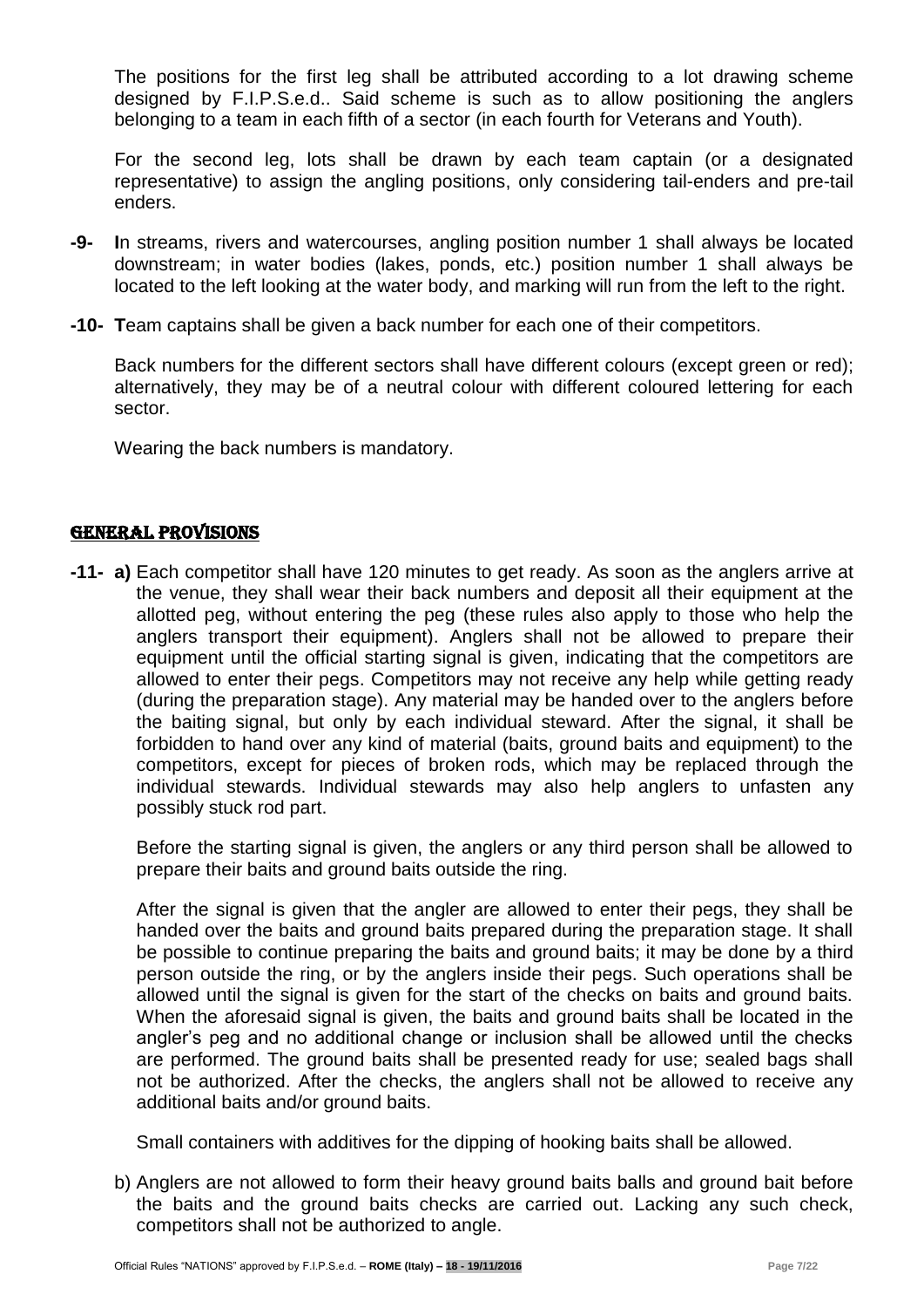The positions for the first leg shall be attributed according to a lot drawing scheme designed by F.I.P.S.e.d.. Said scheme is such as to allow positioning the anglers belonging to a team in each fifth of a sector (in each fourth for Veterans and Youth).

For the second leg, lots shall be drawn by each team captain (or a designated representative) to assign the angling positions, only considering tail-enders and pre-tail enders.

**-9-** **I**n streams, rivers and watercourses, angling position number 1 shall always be located downstream; in water bodies (lakes, ponds, etc.) position number 1 shall always be located to the left looking at the water body, and marking will run from the left to the right.

**-10-** **T**eam captains shall be given a back number for each one of their competitors.

Back numbers for the different sectors shall have different colours (except green or red); alternatively, they may be of a neutral colour with different coloured lettering for each sector.

Wearing the back numbers is mandatory.

## GENERAL PROVISIONS

**-11-** **a)** Each competitor shall have 120 minutes to get ready. As soon as the anglers arrive at the venue, they shall wear their back numbers and deposit all their equipment at the allotted peg, without entering the peg (these rules also apply to those who help the anglers transport their equipment). Anglers shall not be allowed to prepare their equipment until the official starting signal is given, indicating that the competitors are allowed to enter their pegs. Competitors may not receive any help while getting ready (during the preparation stage). Any material may be handed over to the anglers before the baiting signal, but only by each individual steward. After the signal, it shall be forbidden to hand over any kind of material (baits, ground baits and equipment) to the competitors, except for pieces of broken rods, which may be replaced through the individual stewards. Individual stewards may also help anglers to unfasten any possibly stuck rod part.

Before the starting signal is given, the anglers or any third person shall be allowed to prepare their baits and ground baits outside the ring.

After the signal is given that the angler are allowed to enter their pegs, they shall be handed over the baits and ground baits prepared during the preparation stage. It shall be possible to continue preparing the baits and ground baits; it may be done by a third person outside the ring, or by the anglers inside their pegs. Such operations shall be allowed until the signal is given for the start of the checks on baits and ground baits. When the aforesaid signal is given, the baits and ground baits shall be located in the angler's peg and no additional change or inclusion shall be allowed until the checks are performed. The ground baits shall be presented ready for use; sealed bags shall not be authorized. After the checks, the anglers shall not be allowed to receive any additional baits and/or ground baits.

Small containers with additives for the dipping of hooking baits shall be allowed.

b) Anglers are not allowed to form their heavy ground baits balls and ground bait before the baits and the ground baits checks are carried out. Lacking any such check, competitors shall not be authorized to angle.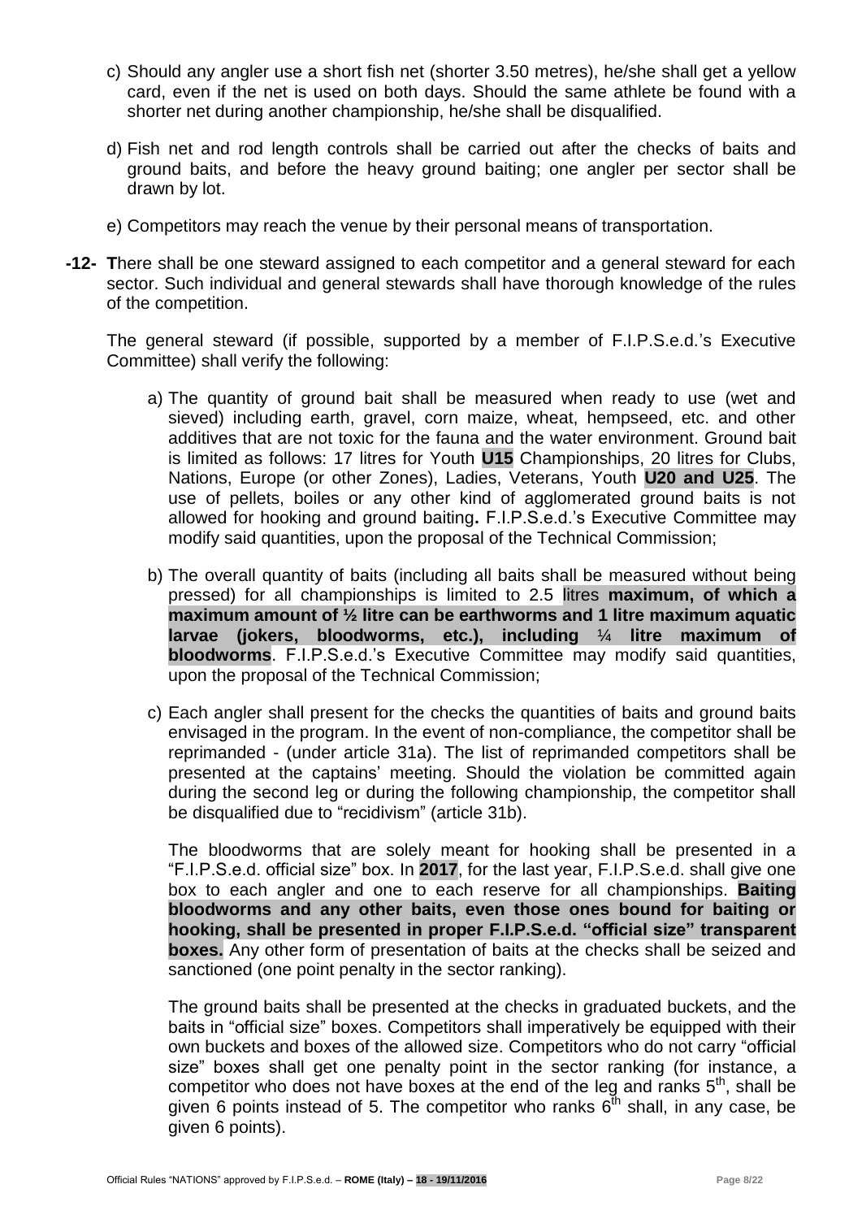c) Should any angler use a short fish net (shorter 3.50 metres), he/she shall get a yellow card, even if the net is used on both days. Should the same athlete be found with a shorter net during another championship, he/she shall be disqualified.

d) Fish net and rod length controls shall be carried out after the checks of baits and ground baits, and before the heavy ground baiting; one angler per sector shall be drawn by lot.

e) Competitors may reach the venue by their personal means of transportation.

**-12- T**here shall be one steward assigned to each competitor and a general steward for each sector. Such individual and general stewards shall have thorough knowledge of the rules of the competition.

The general steward (if possible, supported by a member of F.I.P.S.e.d.'s Executive Committee) shall verify the following:

a) The quantity of ground bait shall be measured when ready to use (wet and sieved) including earth, gravel, corn maize, wheat, hempseed, etc. and other additives that are not toxic for the fauna and the water environment. Ground bait is limited as follows: 17 litres for Youth **U15** Championships, 20 litres for Clubs, Nations, Europe (or other Zones), Ladies, Veterans, Youth **U20 and U25**. The use of pellets, boiles or any other kind of agglomerated ground baits is not allowed for hooking and ground baiting**.** F.I.P.S.e.d.'s Executive Committee may modify said quantities, upon the proposal of the Technical Commission;

b) The overall quantity of baits (including all baits shall be measured without being pressed) for all championships is limited to 2.5 litres **maximum, of which a maximum amount of ½ litre can be earthworms and 1 litre maximum aquatic larvae (jokers, bloodworms, etc.), including ¼ litre maximum of bloodworms**. F.I.P.S.e.d.'s Executive Committee may modify said quantities, upon the proposal of the Technical Commission;

c) Each angler shall present for the checks the quantities of baits and ground baits envisaged in the program. In the event of non-compliance, the competitor shall be reprimanded - (under article 31a). The list of reprimanded competitors shall be presented at the captains' meeting. Should the violation be committed again during the second leg or during the following championship, the competitor shall be disqualified due to "recidivism" (article 31b).

The bloodworms that are solely meant for hooking shall be presented in a "F.I.P.S.e.d. official size" box. In **2017**, for the last year, F.I.P.S.e.d. shall give one box to each angler and one to each reserve for all championships. **Baiting bloodworms and any other baits, even those ones bound for baiting or hooking, shall be presented in proper F.I.P.S.e.d. "official size" transparent boxes.** Any other form of presentation of baits at the checks shall be seized and sanctioned (one point penalty in the sector ranking).

The ground baits shall be presented at the checks in graduated buckets, and the baits in "official size" boxes. Competitors shall imperatively be equipped with their own buckets and boxes of the allowed size. Competitors who do not carry "official size" boxes shall get one penalty point in the sector ranking (for instance, a competitor who does not have boxes at the end of the leg and ranks 5th, shall be given 6 points instead of 5. The competitor who ranks 6th shall, in any case, be given 6 points).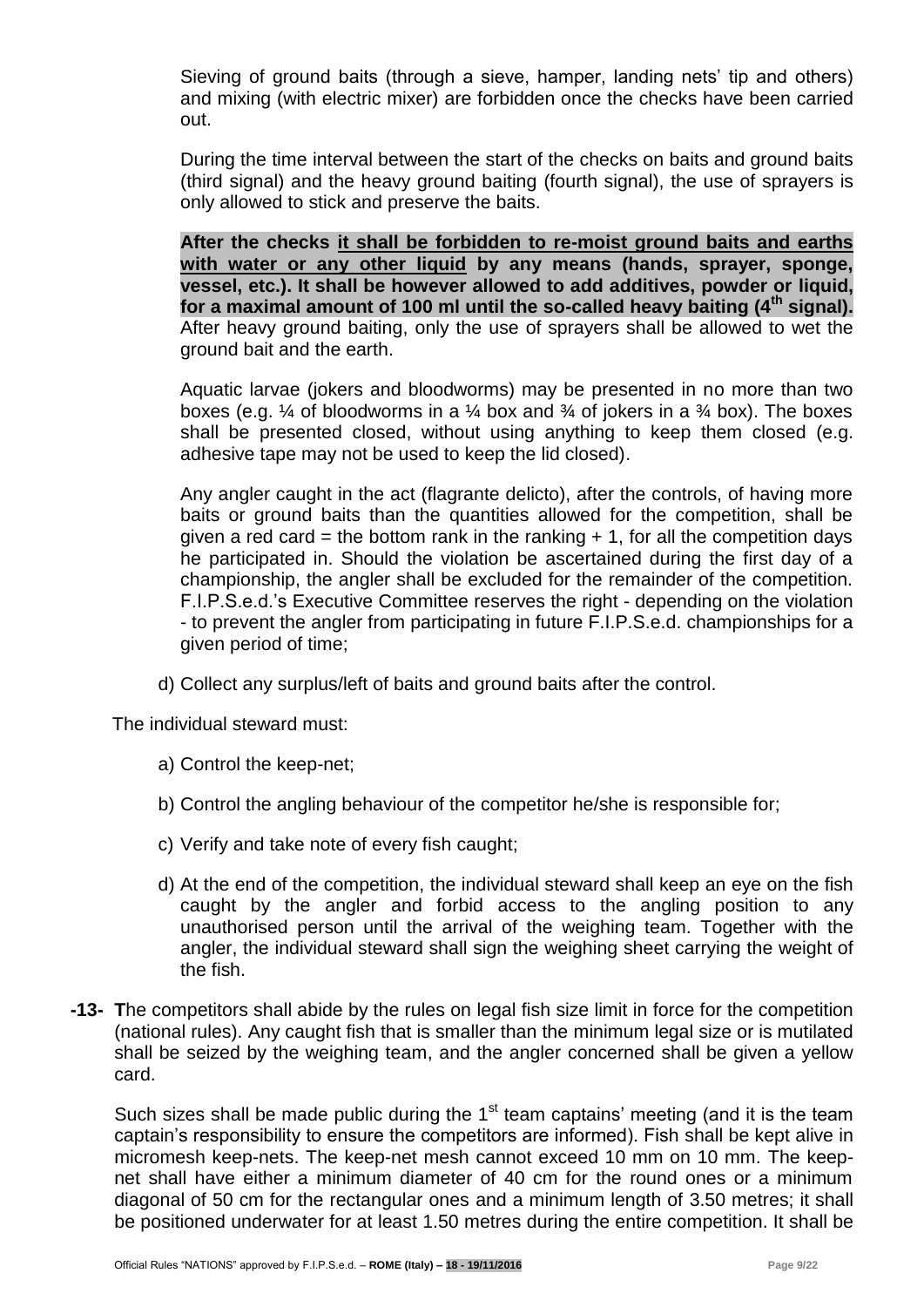Sieving of ground baits (through a sieve, hamper, landing nets' tip and others) and mixing (with electric mixer) are forbidden once the checks have been carried out.

During the time interval between the start of the checks on baits and ground baits (third signal) and the heavy ground baiting (fourth signal), the use of sprayers is only allowed to stick and preserve the baits.

**After the checks <u>it shall be forbidden to re-moist ground baits and earths with water or any other liquid</u> by any means (hands, sprayer, sponge, vessel, etc.). It shall be however allowed to add additives, powder or liquid, for a maximal amount of 100 ml until the so-called heavy baiting (4th signal).** After heavy ground baiting, only the use of sprayers shall be allowed to wet the ground bait and the earth.

Aquatic larvae (jokers and bloodworms) may be presented in no more than two boxes (e.g. ¼ of bloodworms in a ¼ box and ¾ of jokers in a ¾ box). The boxes shall be presented closed, without using anything to keep them closed (e.g. adhesive tape may not be used to keep the lid closed).

Any angler caught in the act (flagrante delicto), after the controls, of having more baits or ground baits than the quantities allowed for the competition, shall be given a red card = the bottom rank in the ranking + 1, for all the competition days he participated in. Should the violation be ascertained during the first day of a championship, the angler shall be excluded for the remainder of the competition. F.I.P.S.e.d.'s Executive Committee reserves the right - depending on the violation - to prevent the angler from participating in future F.I.P.S.e.d. championships for a given period of time;

d) Collect any surplus/left of baits and ground baits after the control.

The individual steward must:

a) Control the keep-net;

b) Control the angling behaviour of the competitor he/she is responsible for;

c) Verify and take note of every fish caught;

d) At the end of the competition, the individual steward shall keep an eye on the fish caught by the angler and forbid access to the angling position to any unauthorised person until the arrival of the weighing team. Together with the angler, the individual steward shall sign the weighing sheet carrying the weight of the fish.

**-13-** **T**he competitors shall abide by the rules on legal fish size limit in force for the competition (national rules). Any caught fish that is smaller than the minimum legal size or is mutilated shall be seized by the weighing team, and the angler concerned shall be given a yellow card.

Such sizes shall be made public during the 1st team captains' meeting (and it is the team captain's responsibility to ensure the competitors are informed). Fish shall be kept alive in micromesh keep-nets. The keep-net mesh cannot exceed 10 mm on 10 mm. The keep-net shall have either a minimum diameter of 40 cm for the round ones or a minimum diagonal of 50 cm for the rectangular ones and a minimum length of 3.50 metres; it shall be positioned underwater for at least 1.50 metres during the entire competition. It shall be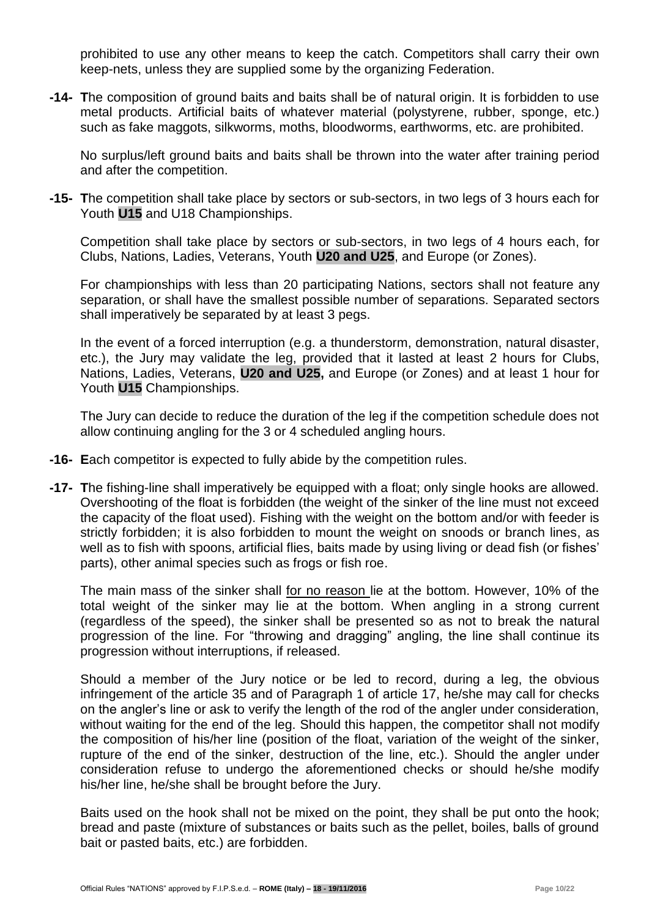prohibited to use any other means to keep the catch. Competitors shall carry their own keep-nets, unless they are supplied some by the organizing Federation.

**-14- T**he composition of ground baits and baits shall be of natural origin. It is forbidden to use metal products. Artificial baits of whatever material (polystyrene, rubber, sponge, etc.) such as fake maggots, silkworms, moths, bloodworms, earthworms, etc. are prohibited.

No surplus/left ground baits and baits shall be thrown into the water after training period and after the competition.

**-15- T**he competition shall take place by sectors or sub-sectors, in two legs of 3 hours each for Youth **U15** and U18 Championships.

Competition shall take place by sectors or sub-sectors, in two legs of 4 hours each, for Clubs, Nations, Ladies, Veterans, Youth **U20 and U25**, and Europe (or Zones).

For championships with less than 20 participating Nations, sectors shall not feature any separation, or shall have the smallest possible number of separations. Separated sectors shall imperatively be separated by at least 3 pegs.

In the event of a forced interruption (e.g. a thunderstorm, demonstration, natural disaster, etc.), the Jury may validate the leg, provided that it lasted at least 2 hours for Clubs, Nations, Ladies, Veterans, **U20 and U25,** and Europe (or Zones) and at least 1 hour for Youth **U15** Championships.

The Jury can decide to reduce the duration of the leg if the competition schedule does not allow continuing angling for the 3 or 4 scheduled angling hours.

**-16- E**ach competitor is expected to fully abide by the competition rules.

**-17- T**he fishing-line shall imperatively be equipped with a float; only single hooks are allowed. Overshooting of the float is forbidden (the weight of the sinker of the line must not exceed the capacity of the float used). Fishing with the weight on the bottom and/or with feeder is strictly forbidden; it is also forbidden to mount the weight on snoods or branch lines, as well as to fish with spoons, artificial flies, baits made by using living or dead fish (or fishes' parts), other animal species such as frogs or fish roe.

The main mass of the sinker shall for no reason lie at the bottom. However, 10% of the total weight of the sinker may lie at the bottom. When angling in a strong current (regardless of the speed), the sinker shall be presented so as not to break the natural progression of the line. For "throwing and dragging" angling, the line shall continue its progression without interruptions, if released.

Should a member of the Jury notice or be led to record, during a leg, the obvious infringement of the article 35 and of Paragraph 1 of article 17, he/she may call for checks on the angler's line or ask to verify the length of the rod of the angler under consideration, without waiting for the end of the leg. Should this happen, the competitor shall not modify the composition of his/her line (position of the float, variation of the weight of the sinker, rupture of the end of the sinker, destruction of the line, etc.). Should the angler under consideration refuse to undergo the aforementioned checks or should he/she modify his/her line, he/she shall be brought before the Jury.

Baits used on the hook shall not be mixed on the point, they shall be put onto the hook; bread and paste (mixture of substances or baits such as the pellet, boiles, balls of ground bait or pasted baits, etc.) are forbidden.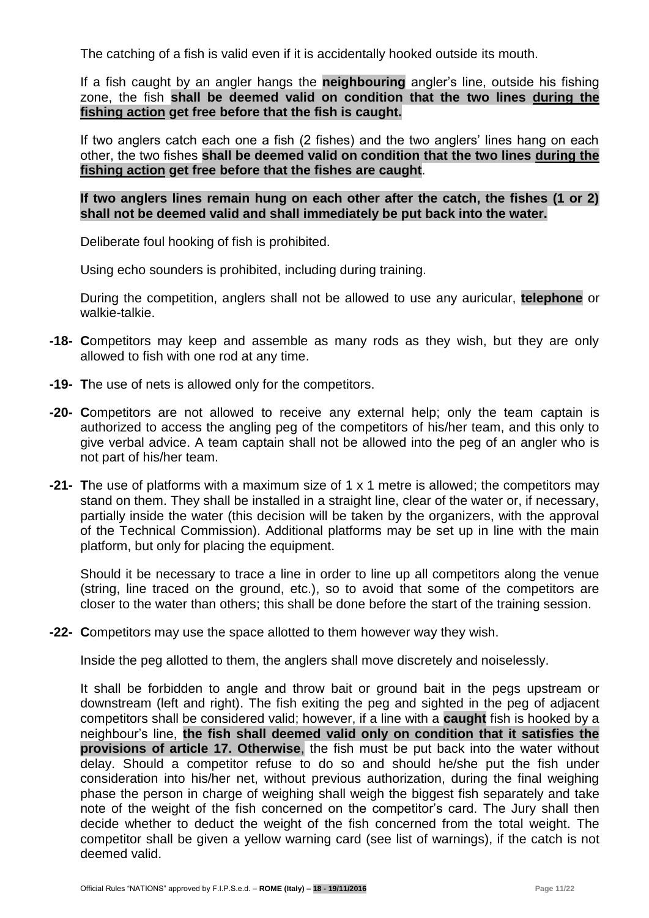The catching of a fish is valid even if it is accidentally hooked outside its mouth.

If a fish caught by an angler hangs the **neighbouring** angler's line, outside his fishing zone, the fish **shall be deemed valid on condition that the two lines during the fishing action get free before that the fish is caught.**

If two anglers catch each one a fish (2 fishes) and the two anglers' lines hang on each other, the two fishes **shall be deemed valid on condition that the two lines during the fishing action get free before that the fishes are caught**.

**If two anglers lines remain hung on each other after the catch, the fishes (1 or 2) shall not be deemed valid and shall immediately be put back into the water.**

Deliberate foul hooking of fish is prohibited.

Using echo sounders is prohibited, including during training.

During the competition, anglers shall not be allowed to use any auricular, **telephone** or walkie-talkie.

**-18- C**ompetitors may keep and assemble as many rods as they wish, but they are only allowed to fish with one rod at any time.

**-19- T**he use of nets is allowed only for the competitors.

**-20- C**ompetitors are not allowed to receive any external help; only the team captain is authorized to access the angling peg of the competitors of his/her team, and this only to give verbal advice. A team captain shall not be allowed into the peg of an angler who is not part of his/her team.

**-21- T**he use of platforms with a maximum size of 1 x 1 metre is allowed; the competitors may stand on them. They shall be installed in a straight line, clear of the water or, if necessary, partially inside the water (this decision will be taken by the organizers, with the approval of the Technical Commission). Additional platforms may be set up in line with the main platform, but only for placing the equipment.

Should it be necessary to trace a line in order to line up all competitors along the venue (string, line traced on the ground, etc.), so to avoid that some of the competitors are closer to the water than others; this shall be done before the start of the training session.

**-22- C**ompetitors may use the space allotted to them however way they wish.

Inside the peg allotted to them, the anglers shall move discretely and noiselessly.

It shall be forbidden to angle and throw bait or ground bait in the pegs upstream or downstream (left and right). The fish exiting the peg and sighted in the peg of adjacent competitors shall be considered valid; however, if a line with a **caught** fish is hooked by a neighbour's line, **the fish shall deemed valid only on condition that it satisfies the provisions of article 17. Otherwise**, the fish must be put back into the water without delay. Should a competitor refuse to do so and should he/she put the fish under consideration into his/her net, without previous authorization, during the final weighing phase the person in charge of weighing shall weigh the biggest fish separately and take note of the weight of the fish concerned on the competitor's card. The Jury shall then decide whether to deduct the weight of the fish concerned from the total weight. The competitor shall be given a yellow warning card (see list of warnings), if the catch is not deemed valid.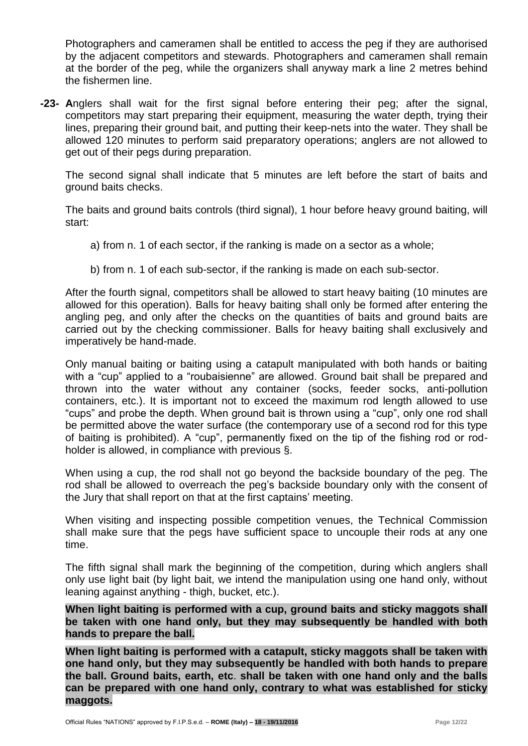Photographers and cameramen shall be entitled to access the peg if they are authorised by the adjacent competitors and stewards. Photographers and cameramen shall remain at the border of the peg, while the organizers shall anyway mark a line 2 metres behind the fishermen line.

**-23- A**nglers shall wait for the first signal before entering their peg; after the signal, competitors may start preparing their equipment, measuring the water depth, trying their lines, preparing their ground bait, and putting their keep-nets into the water. They shall be allowed 120 minutes to perform said preparatory operations; anglers are not allowed to get out of their pegs during preparation.

The second signal shall indicate that 5 minutes are left before the start of baits and ground baits checks.

The baits and ground baits controls (third signal), 1 hour before heavy ground baiting, will start:

a) from n. 1 of each sector, if the ranking is made on a sector as a whole;

b) from n. 1 of each sub-sector, if the ranking is made on each sub-sector.

After the fourth signal, competitors shall be allowed to start heavy baiting (10 minutes are allowed for this operation). Balls for heavy baiting shall only be formed after entering the angling peg, and only after the checks on the quantities of baits and ground baits are carried out by the checking commissioner. Balls for heavy baiting shall exclusively and imperatively be hand-made.

Only manual baiting or baiting using a catapult manipulated with both hands or baiting with a "cup" applied to a "roubaisienne" are allowed. Ground bait shall be prepared and thrown into the water without any container (socks, feeder socks, anti-pollution containers, etc.). It is important not to exceed the maximum rod length allowed to use "cups" and probe the depth. When ground bait is thrown using a "cup", only one rod shall be permitted above the water surface (the contemporary use of a second rod for this type of baiting is prohibited). A "cup", permanently fixed on the tip of the fishing rod or rod-holder is allowed, in compliance with previous §.

When using a cup, the rod shall not go beyond the backside boundary of the peg. The rod shall be allowed to overreach the peg's backside boundary only with the consent of the Jury that shall report on that at the first captains' meeting.

When visiting and inspecting possible competition venues, the Technical Commission shall make sure that the pegs have sufficient space to uncouple their rods at any one time.

The fifth signal shall mark the beginning of the competition, during which anglers shall only use light bait (by light bait, we intend the manipulation using one hand only, without leaning against anything - thigh, bucket, etc.).

**When light baiting is performed with a cup, ground baits and sticky maggots shall be taken with one hand only, but they may subsequently be handled with both hands to prepare the ball.**

**When light baiting is performed with a catapult, sticky maggots shall be taken with one hand only, but they may subsequently be handled with both hands to prepare the ball. Ground baits, earth, etc. shall be taken with one hand only and the balls can be prepared with one hand only, contrary to what was established for sticky maggots.**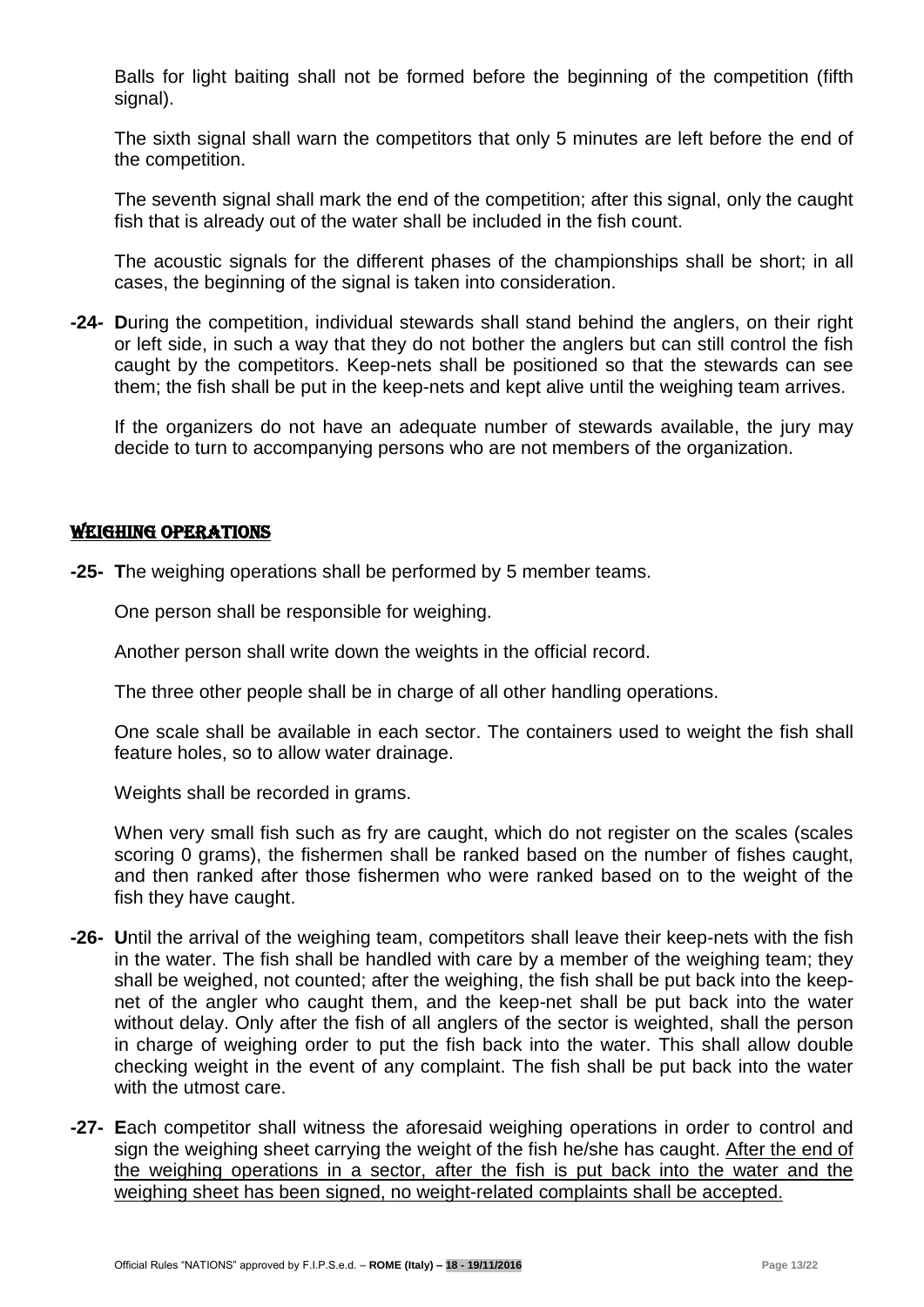Balls for light baiting shall not be formed before the beginning of the competition (fifth signal).

The sixth signal shall warn the competitors that only 5 minutes are left before the end of the competition.

The seventh signal shall mark the end of the competition; after this signal, only the caught fish that is already out of the water shall be included in the fish count.

The acoustic signals for the different phases of the championships shall be short; in all cases, the beginning of the signal is taken into consideration.

**-24- D**uring the competition, individual stewards shall stand behind the anglers, on their right or left side, in such a way that they do not bother the anglers but can still control the fish caught by the competitors. Keep-nets shall be positioned so that the stewards can see them; the fish shall be put in the keep-nets and kept alive until the weighing team arrives.

If the organizers do not have an adequate number of stewards available, the jury may decide to turn to accompanying persons who are not members of the organization.

## WEIGHING OPERATIONS

**-25- T**he weighing operations shall be performed by 5 member teams.

One person shall be responsible for weighing.

Another person shall write down the weights in the official record.

The three other people shall be in charge of all other handling operations.

One scale shall be available in each sector. The containers used to weight the fish shall feature holes, so to allow water drainage.

Weights shall be recorded in grams.

When very small fish such as fry are caught, which do not register on the scales (scales scoring 0 grams), the fishermen shall be ranked based on the number of fishes caught, and then ranked after those fishermen who were ranked based on to the weight of the fish they have caught.

**-26- U**ntil the arrival of the weighing team, competitors shall leave their keep-nets with the fish in the water. The fish shall be handled with care by a member of the weighing team; they shall be weighed, not counted; after the weighing, the fish shall be put back into the keep-net of the angler who caught them, and the keep-net shall be put back into the water without delay. Only after the fish of all anglers of the sector is weighted, shall the person in charge of weighing order to put the fish back into the water. This shall allow double checking weight in the event of any complaint. The fish shall be put back into the water with the utmost care.

**-27- E**ach competitor shall witness the aforesaid weighing operations in order to control and sign the weighing sheet carrying the weight of the fish he/she has caught. After the end of the weighing operations in a sector, after the fish is put back into the water and the weighing sheet has been signed, no weight-related complaints shall be accepted.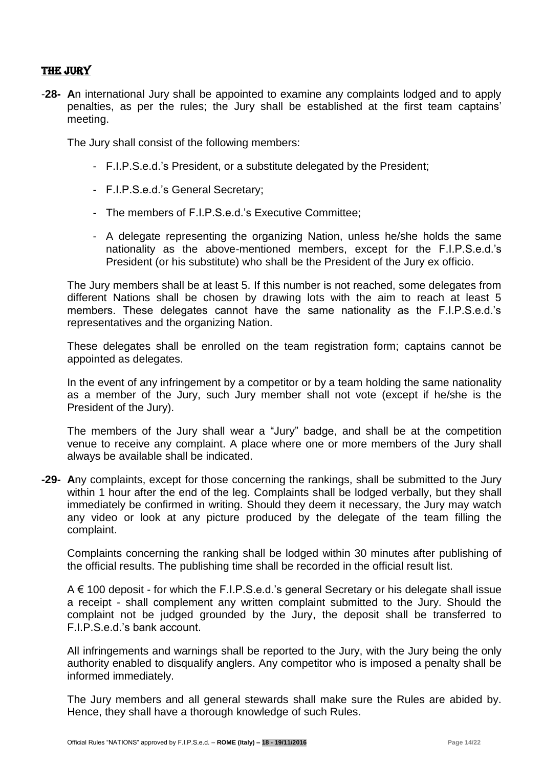## THE JURY

-**28- A**n international Jury shall be appointed to examine any complaints lodged and to apply penalties, as per the rules; the Jury shall be established at the first team captains' meeting.

The Jury shall consist of the following members:

- F.I.P.S.e.d.'s President, or a substitute delegated by the President;
- F.I.P.S.e.d.'s General Secretary;
- The members of F.I.P.S.e.d.'s Executive Committee;
- A delegate representing the organizing Nation, unless he/she holds the same nationality as the above-mentioned members, except for the F.I.P.S.e.d.'s President (or his substitute) who shall be the President of the Jury ex officio.

The Jury members shall be at least 5. If this number is not reached, some delegates from different Nations shall be chosen by drawing lots with the aim to reach at least 5 members. These delegates cannot have the same nationality as the F.I.P.S.e.d.'s representatives and the organizing Nation.

These delegates shall be enrolled on the team registration form; captains cannot be appointed as delegates.

In the event of any infringement by a competitor or by a team holding the same nationality as a member of the Jury, such Jury member shall not vote (except if he/she is the President of the Jury).

The members of the Jury shall wear a "Jury" badge, and shall be at the competition venue to receive any complaint. A place where one or more members of the Jury shall always be available shall be indicated.

**-29- A**ny complaints, except for those concerning the rankings, shall be submitted to the Jury within 1 hour after the end of the leg. Complaints shall be lodged verbally, but they shall immediately be confirmed in writing. Should they deem it necessary, the Jury may watch any video or look at any picture produced by the delegate of the team filling the complaint.

Complaints concerning the ranking shall be lodged within 30 minutes after publishing of the official results. The publishing time shall be recorded in the official result list.

A € 100 deposit - for which the F.I.P.S.e.d.'s general Secretary or his delegate shall issue a receipt - shall complement any written complaint submitted to the Jury. Should the complaint not be judged grounded by the Jury, the deposit shall be transferred to F.I.P.S.e.d.'s bank account.

All infringements and warnings shall be reported to the Jury, with the Jury being the only authority enabled to disqualify anglers. Any competitor who is imposed a penalty shall be informed immediately.

The Jury members and all general stewards shall make sure the Rules are abided by. Hence, they shall have a thorough knowledge of such Rules.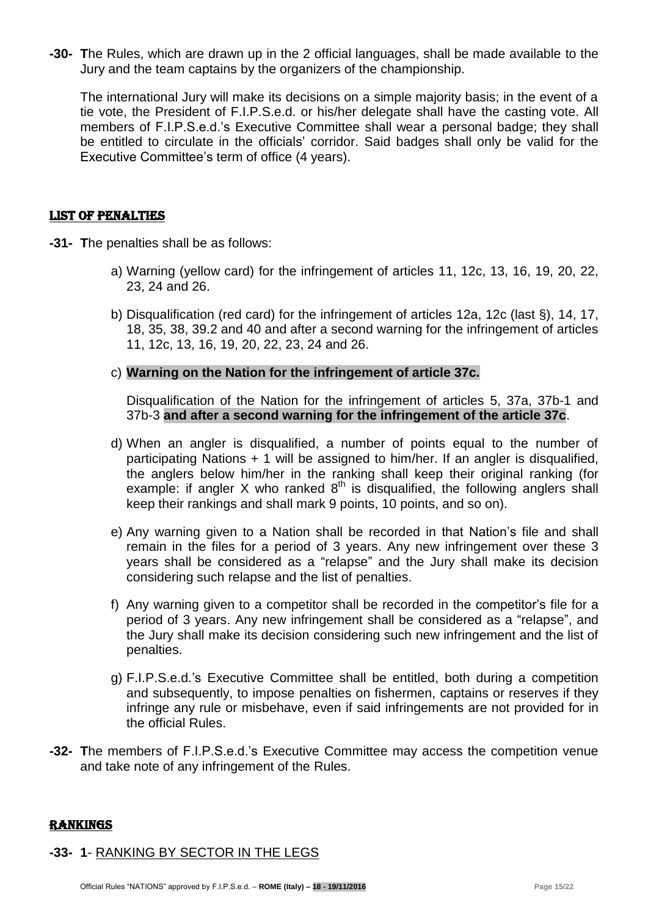**-30- T**he Rules, which are drawn up in the 2 official languages, shall be made available to the Jury and the team captains by the organizers of the championship.

The international Jury will make its decisions on a simple majority basis; in the event of a tie vote, the President of F.I.P.S.e.d. or his/her delegate shall have the casting vote. All members of F.I.P.S.e.d.'s Executive Committee shall wear a personal badge; they shall be entitled to circulate in the officials' corridor. Said badges shall only be valid for the Executive Committee's term of office (4 years).

## LIST OF PENALTIES

**-31- T**he penalties shall be as follows:

a) Warning (yellow card) for the infringement of articles 11, 12c, 13, 16, 19, 20, 22, 23, 24 and 26.

b) Disqualification (red card) for the infringement of articles 12a, 12c (last §), 14, 17, 18, 35, 38, 39.2 and 40 and after a second warning for the infringement of articles 11, 12c, 13, 16, 19, 20, 22, 23, 24 and 26.

c) **Warning on the Nation for the infringement of article 37c.**

   Disqualification of the Nation for the infringement of articles 5, 37a, 37b-1 and 37b-3 **and after a second warning for the infringement of the article 37c**.

d) When an angler is disqualified, a number of points equal to the number of participating Nations + 1 will be assigned to him/her. If an angler is disqualified, the anglers below him/her in the ranking shall keep their original ranking (for example: if angler X who ranked 8th is disqualified, the following anglers shall keep their rankings and shall mark 9 points, 10 points, and so on).

e) Any warning given to a Nation shall be recorded in that Nation's file and shall remain in the files for a period of 3 years. Any new infringement over these 3 years shall be considered as a "relapse" and the Jury shall make its decision considering such relapse and the list of penalties.

f) Any warning given to a competitor shall be recorded in the competitor's file for a period of 3 years. Any new infringement shall be considered as a "relapse", and the Jury shall make its decision considering such new infringement and the list of penalties.

g) F.I.P.S.e.d.'s Executive Committee shall be entitled, both during a competition and subsequently, to impose penalties on fishermen, captains or reserves if they infringe any rule or misbehave, even if said infringements are not provided for in the official Rules.

**-32- T**he members of F.I.P.S.e.d.'s Executive Committee may access the competition venue and take note of any infringement of the Rules.

## RANKINGS

**-33- 1**- RANKING BY SECTOR IN THE LEGS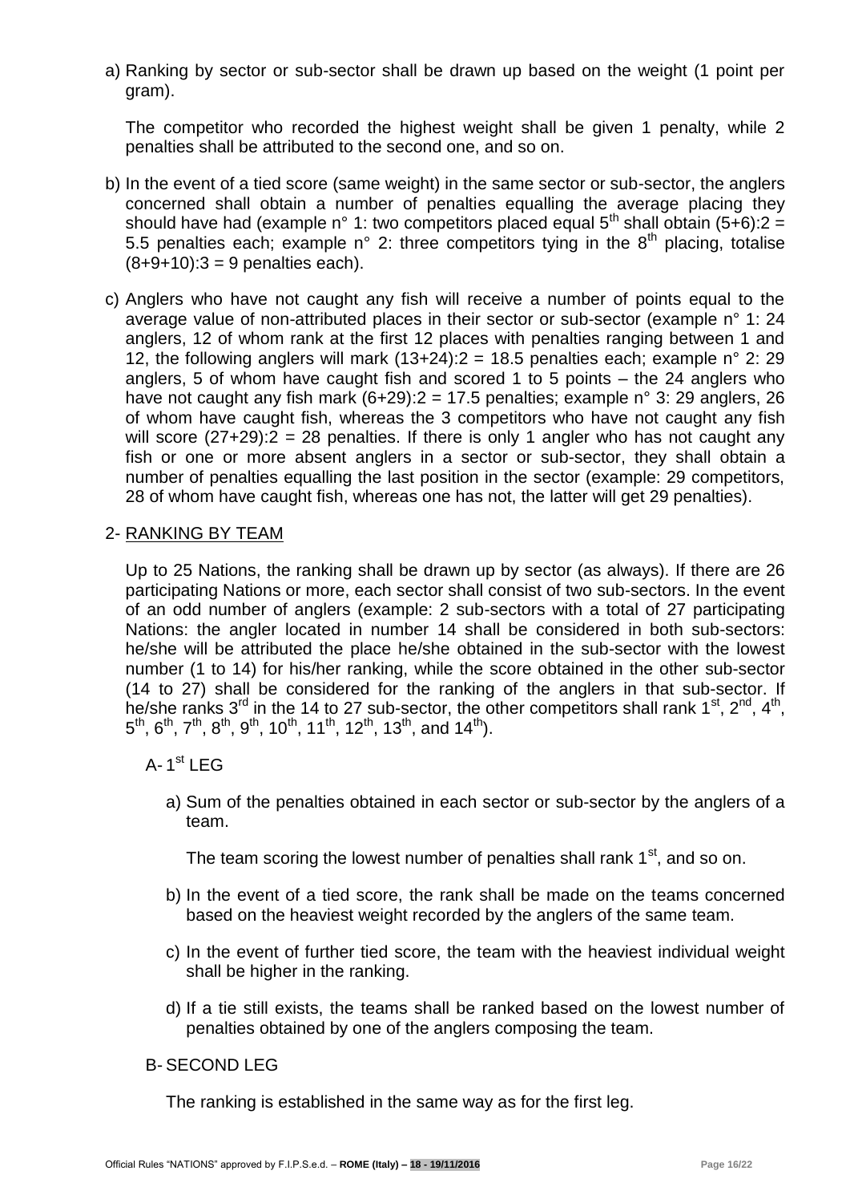a) Ranking by sector or sub-sector shall be drawn up based on the weight (1 point per gram).

   The competitor who recorded the highest weight shall be given 1 penalty, while 2 penalties shall be attributed to the second one, and so on.

b) In the event of a tied score (same weight) in the same sector or sub-sector, the anglers concerned shall obtain a number of penalties equalling the average placing they should have had (example n° 1: two competitors placed equal 5th shall obtain (5+6):2 = 5.5 penalties each; example n° 2: three competitors tying in the 8th placing, totalise (8+9+10):3 = 9 penalties each).

c) Anglers who have not caught any fish will receive a number of points equal to the average value of non-attributed places in their sector or sub-sector (example n° 1: 24 anglers, 12 of whom rank at the first 12 places with penalties ranging between 1 and 12, the following anglers will mark (13+24):2 = 18.5 penalties each; example n° 2: 29 anglers, 5 of whom have caught fish and scored 1 to 5 points – the 24 anglers who have not caught any fish mark (6+29):2 = 17.5 penalties; example n° 3: 29 anglers, 26 of whom have caught fish, whereas the 3 competitors who have not caught any fish will score (27+29):2 = 28 penalties. If there is only 1 angler who has not caught any fish or one or more absent anglers in a sector or sub-sector, they shall obtain a number of penalties equalling the last position in the sector (example: 29 competitors, 28 of whom have caught fish, whereas one has not, the latter will get 29 penalties).

## 2- RANKING BY TEAM

Up to 25 Nations, the ranking shall be drawn up by sector (as always). If there are 26 participating Nations or more, each sector shall consist of two sub-sectors. In the event of an odd number of anglers (example: 2 sub-sectors with a total of 27 participating Nations: the angler located in number 14 shall be considered in both sub-sectors: he/she will be attributed the place he/she obtained in the sub-sector with the lowest number (1 to 14) for his/her ranking, while the score obtained in the other sub-sector (14 to 27) shall be considered for the ranking of the anglers in that sub-sector. If he/she ranks 3rd in the 14 to 27 sub-sector, the other competitors shall rank 1st, 2nd, 4th, 5th, 6th, 7th, 8th, 9th, 10th, 11th, 12th, 13th, and 14th).

### A- 1st LEG

a) Sum of the penalties obtained in each sector or sub-sector by the anglers of a team.

   The team scoring the lowest number of penalties shall rank 1st, and so on.

b) In the event of a tied score, the rank shall be made on the teams concerned based on the heaviest weight recorded by the anglers of the same team.

c) In the event of further tied score, the team with the heaviest individual weight shall be higher in the ranking.

d) If a tie still exists, the teams shall be ranked based on the lowest number of penalties obtained by one of the anglers composing the team.

### B- SECOND LEG

The ranking is established in the same way as for the first leg.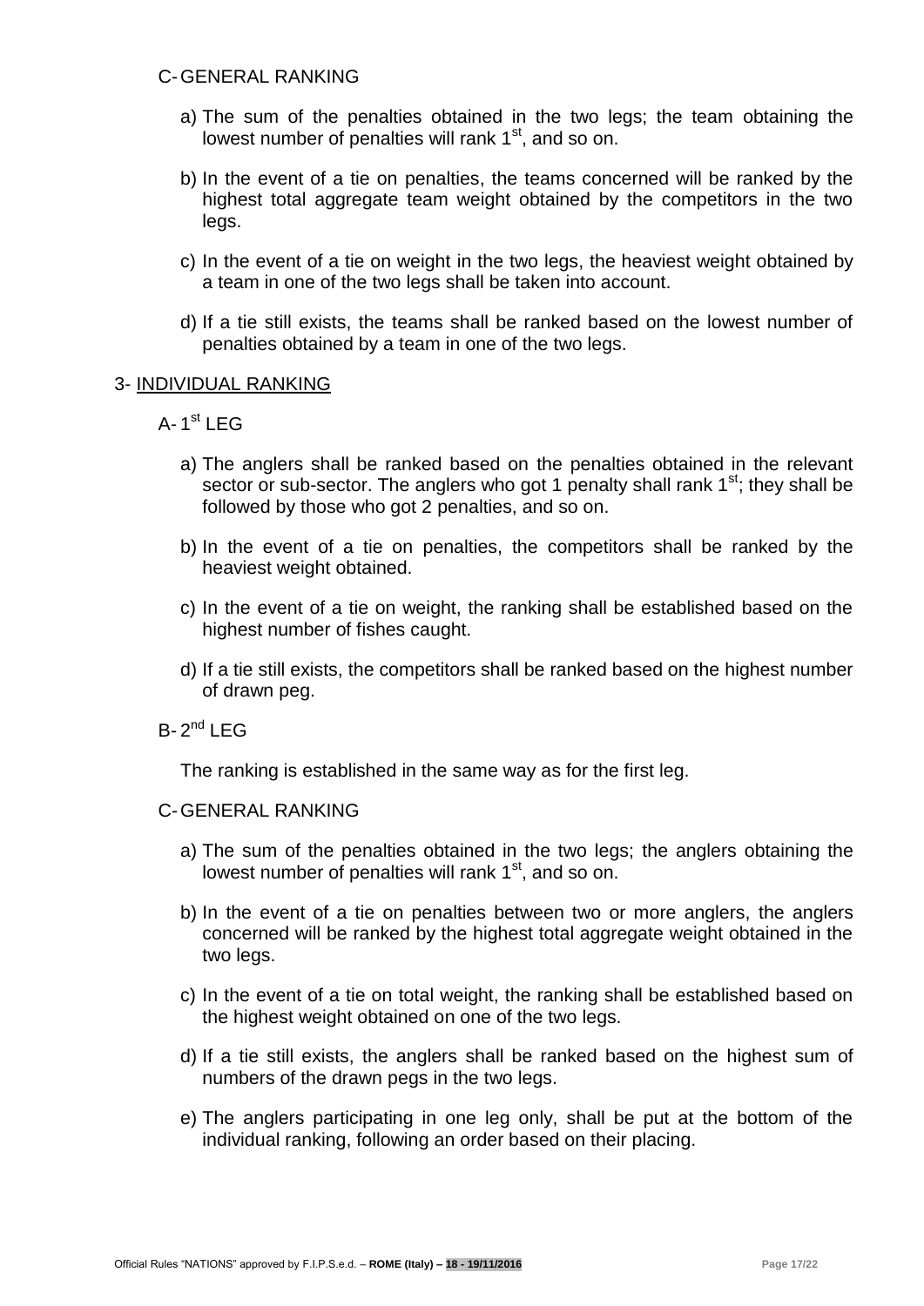C- GENERAL RANKING

a) The sum of the penalties obtained in the two legs; the team obtaining the lowest number of penalties will rank 1st, and so on.

b) In the event of a tie on penalties, the teams concerned will be ranked by the highest total aggregate team weight obtained by the competitors in the two legs.

c) In the event of a tie on weight in the two legs, the heaviest weight obtained by a team in one of the two legs shall be taken into account.

d) If a tie still exists, the teams shall be ranked based on the lowest number of penalties obtained by a team in one of the two legs.

3- <u>INDIVIDUAL RANKING</u>

A- 1st LEG

a) The anglers shall be ranked based on the penalties obtained in the relevant sector or sub-sector. The anglers who got 1 penalty shall rank 1st; they shall be followed by those who got 2 penalties, and so on.

b) In the event of a tie on penalties, the competitors shall be ranked by the heaviest weight obtained.

c) In the event of a tie on weight, the ranking shall be established based on the highest number of fishes caught.

d) If a tie still exists, the competitors shall be ranked based on the highest number of drawn peg.

B- 2nd LEG

The ranking is established in the same way as for the first leg.

C- GENERAL RANKING

a) The sum of the penalties obtained in the two legs; the anglers obtaining the lowest number of penalties will rank 1st, and so on.

b) In the event of a tie on penalties between two or more anglers, the anglers concerned will be ranked by the highest total aggregate weight obtained in the two legs.

c) In the event of a tie on total weight, the ranking shall be established based on the highest weight obtained on one of the two legs.

d) If a tie still exists, the anglers shall be ranked based on the highest sum of numbers of the drawn pegs in the two legs.

e) The anglers participating in one leg only, shall be put at the bottom of the individual ranking, following an order based on their placing.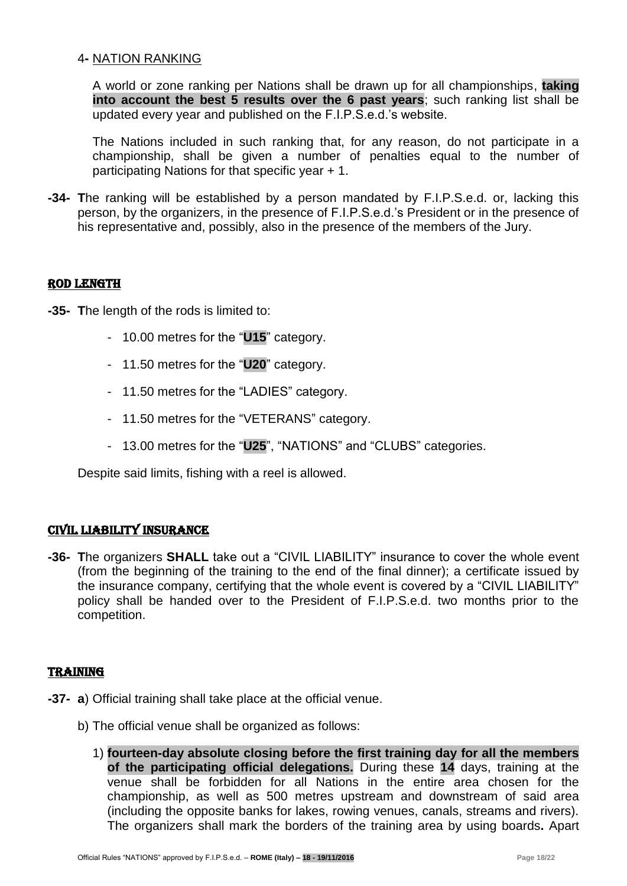4- NATION RANKING

A world or zone ranking per Nations shall be drawn up for all championships, **taking into account the best 5 results over the 6 past years**; such ranking list shall be updated every year and published on the F.I.P.S.e.d.'s website.

The Nations included in such ranking that, for any reason, do not participate in a championship, shall be given a number of penalties equal to the number of participating Nations for that specific year + 1.

**-34- T**he ranking will be established by a person mandated by F.I.P.S.e.d. or, lacking this person, by the organizers, in the presence of F.I.P.S.e.d.'s President or in the presence of his representative and, possibly, also in the presence of the members of the Jury.

## ROD LENGTH

**-35- T**he length of the rods is limited to:

- 10.00 metres for the "**U15**" category.
- 11.50 metres for the "**U20**" category.
- 11.50 metres for the "LADIES" category.
- 11.50 metres for the "VETERANS" category.
- 13.00 metres for the "**U25**", "NATIONS" and "CLUBS" categories.

Despite said limits, fishing with a reel is allowed.

## CIVIL LIABILITY INSURANCE

**-36- T**he organizers **SHALL** take out a "CIVIL LIABILITY" insurance to cover the whole event (from the beginning of the training to the end of the final dinner); a certificate issued by the insurance company, certifying that the whole event is covered by a "CIVIL LIABILITY" policy shall be handed over to the President of F.I.P.S.e.d. two months prior to the competition.

## TRAINING

**-37- a**) Official training shall take place at the official venue.

b) The official venue shall be organized as follows:

1) **fourteen-day absolute closing before the first training day for all the members of the participating official delegations.** During these **14** days, training at the venue shall be forbidden for all Nations in the entire area chosen for the championship, as well as 500 metres upstream and downstream of said area (including the opposite banks for lakes, rowing venues, canals, streams and rivers). The organizers shall mark the borders of the training area by using boards**.** Apart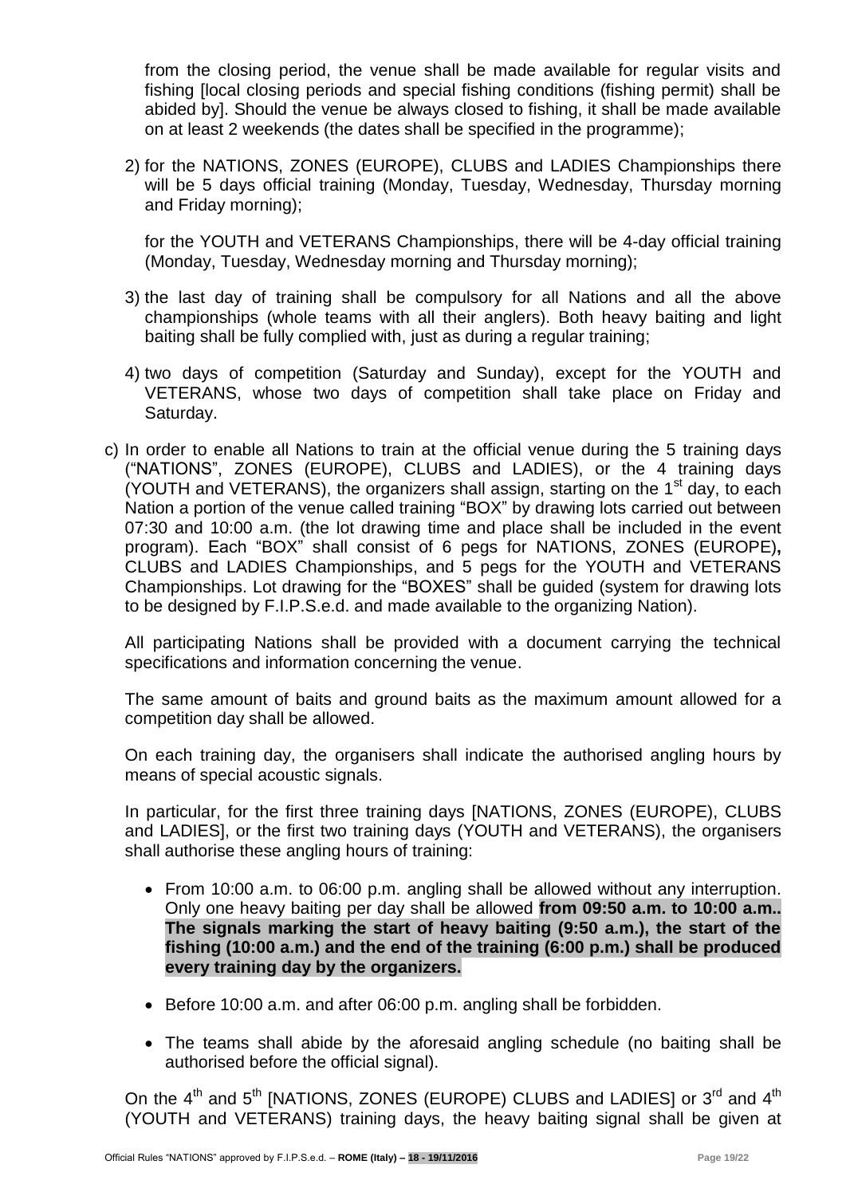from the closing period, the venue shall be made available for regular visits and fishing [local closing periods and special fishing conditions (fishing permit) shall be abided by]. Should the venue be always closed to fishing, it shall be made available on at least 2 weekends (the dates shall be specified in the programme);

2) for the NATIONS, ZONES (EUROPE), CLUBS and LADIES Championships there will be 5 days official training (Monday, Tuesday, Wednesday, Thursday morning and Friday morning);

   for the YOUTH and VETERANS Championships, there will be 4-day official training (Monday, Tuesday, Wednesday morning and Thursday morning);

3) the last day of training shall be compulsory for all Nations and all the above championships (whole teams with all their anglers). Both heavy baiting and light baiting shall be fully complied with, just as during a regular training;

4) two days of competition (Saturday and Sunday), except for the YOUTH and VETERANS, whose two days of competition shall take place on Friday and Saturday.

c) In order to enable all Nations to train at the official venue during the 5 training days ("NATIONS", ZONES (EUROPE), CLUBS and LADIES), or the 4 training days (YOUTH and VETERANS), the organizers shall assign, starting on the 1st day, to each Nation a portion of the venue called training "BOX" by drawing lots carried out between 07:30 and 10:00 a.m. (the lot drawing time and place shall be included in the event program). Each "BOX" shall consist of 6 pegs for NATIONS, ZONES (EUROPE), CLUBS and LADIES Championships, and 5 pegs for the YOUTH and VETERANS Championships. Lot drawing for the "BOXES" shall be guided (system for drawing lots to be designed by F.I.P.S.e.d. and made available to the organizing Nation).

   All participating Nations shall be provided with a document carrying the technical specifications and information concerning the venue.

   The same amount of baits and ground baits as the maximum amount allowed for a competition day shall be allowed.

   On each training day, the organisers shall indicate the authorised angling hours by means of special acoustic signals.

   In particular, for the first three training days [NATIONS, ZONES (EUROPE), CLUBS and LADIES], or the first two training days (YOUTH and VETERANS), the organisers shall authorise these angling hours of training:

   - From 10:00 a.m. to 06:00 p.m. angling shall be allowed without any interruption. Only one heavy baiting per day shall be allowed **from 09:50 a.m. to 10:00 a.m.. The signals marking the start of heavy baiting (9:50 a.m.), the start of the fishing (10:00 a.m.) and the end of the training (6:00 p.m.) shall be produced every training day by the organizers.**
   - Before 10:00 a.m. and after 06:00 p.m. angling shall be forbidden.
   - The teams shall abide by the aforesaid angling schedule (no baiting shall be authorised before the official signal).

   On the 4th and 5th [NATIONS, ZONES (EUROPE) CLUBS and LADIES] or 3rd and 4th (YOUTH and VETERANS) training days, the heavy baiting signal shall be given at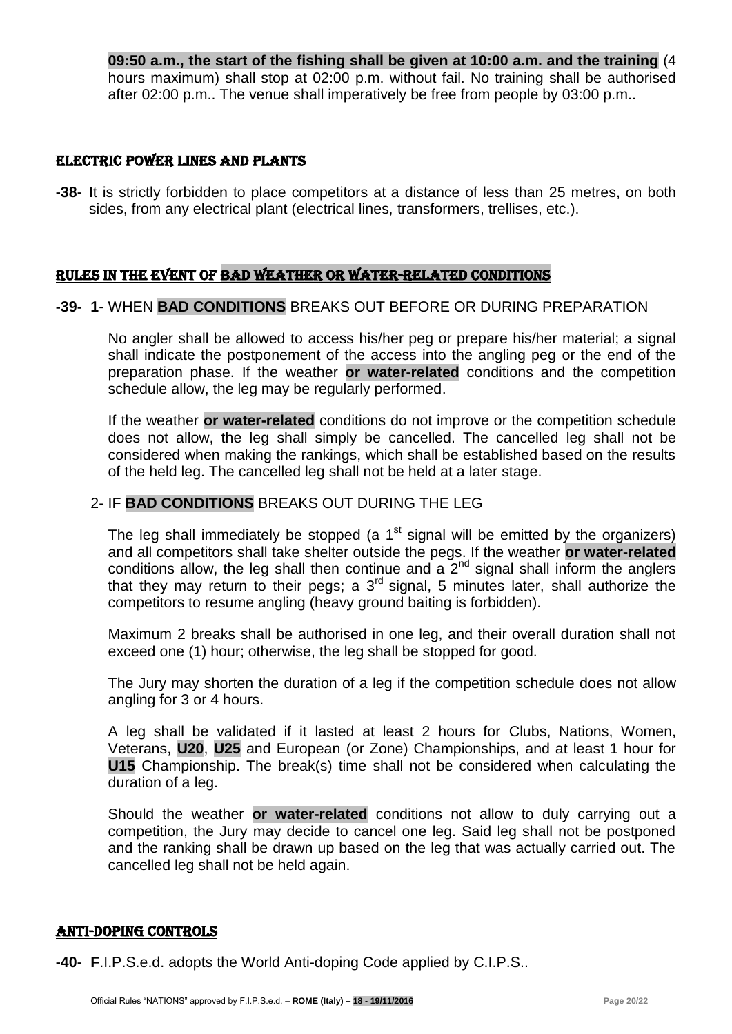**09:50 a.m., the start of the fishing shall be given at 10:00 a.m. and the training** (4 hours maximum) shall stop at 02:00 p.m. without fail. No training shall be authorised after 02:00 p.m.. The venue shall imperatively be free from people by 03:00 p.m..

## ELECTRIC POWER LINES AND PLANTS

**-38- I**t is strictly forbidden to place competitors at a distance of less than 25 metres, on both sides, from any electrical plant (electrical lines, transformers, trellises, etc.).

## RULES IN THE EVENT OF BAD WEATHER OR WATER-RELATED CONDITIONS

**-39- 1**- WHEN **BAD CONDITIONS** BREAKS OUT BEFORE OR DURING PREPARATION

No angler shall be allowed to access his/her peg or prepare his/her material; a signal shall indicate the postponement of the access into the angling peg or the end of the preparation phase. If the weather **or water-related** conditions and the competition schedule allow, the leg may be regularly performed.

If the weather **or water-related** conditions do not improve or the competition schedule does not allow, the leg shall simply be cancelled. The cancelled leg shall not be considered when making the rankings, which shall be established based on the results of the held leg. The cancelled leg shall not be held at a later stage.

2- IF **BAD CONDITIONS** BREAKS OUT DURING THE LEG

The leg shall immediately be stopped (a 1st signal will be emitted by the organizers) and all competitors shall take shelter outside the pegs. If the weather **or water-related** conditions allow, the leg shall then continue and a 2nd signal shall inform the anglers that they may return to their pegs; a 3rd signal, 5 minutes later, shall authorize the competitors to resume angling (heavy ground baiting is forbidden).

Maximum 2 breaks shall be authorised in one leg, and their overall duration shall not exceed one (1) hour; otherwise, the leg shall be stopped for good.

The Jury may shorten the duration of a leg if the competition schedule does not allow angling for 3 or 4 hours.

A leg shall be validated if it lasted at least 2 hours for Clubs, Nations, Women, Veterans, **U20**, **U25** and European (or Zone) Championships, and at least 1 hour for **U15** Championship. The break(s) time shall not be considered when calculating the duration of a leg.

Should the weather **or water-related** conditions not allow to duly carrying out a competition, the Jury may decide to cancel one leg. Said leg shall not be postponed and the ranking shall be drawn up based on the leg that was actually carried out. The cancelled leg shall not be held again.

## ANTI-DOPING CONTROLS

**-40- F**.I.P.S.e.d. adopts the World Anti-doping Code applied by C.I.P.S..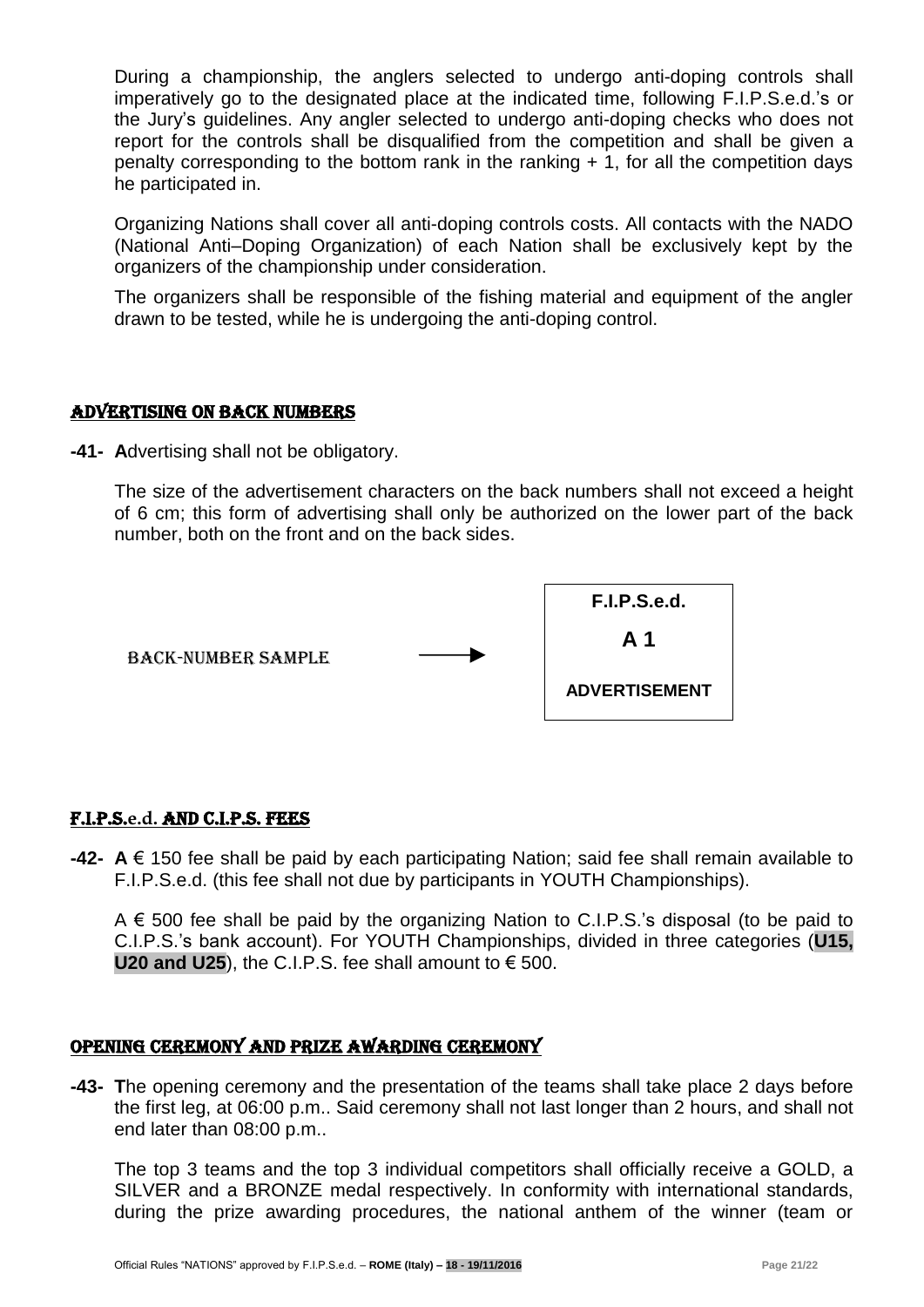During a championship, the anglers selected to undergo anti-doping controls shall imperatively go to the designated place at the indicated time, following F.I.P.S.e.d.'s or the Jury's guidelines. Any angler selected to undergo anti-doping checks who does not report for the controls shall be disqualified from the competition and shall be given a penalty corresponding to the bottom rank in the ranking + 1, for all the competition days he participated in.

Organizing Nations shall cover all anti-doping controls costs. All contacts with the NADO (National Anti–Doping Organization) of each Nation shall be exclusively kept by the organizers of the championship under consideration.

The organizers shall be responsible of the fishing material and equipment of the angler drawn to be tested, while he is undergoing the anti-doping control.

## ADVERTISING ON BACK NUMBERS

**-41- A**dvertising shall not be obligatory.

The size of the advertisement characters on the back numbers shall not exceed a height of 6 cm; this form of advertising shall only be authorized on the lower part of the back number, both on the front and on the back sides.

BACK-NUMBER SAMPLE →

| **F.I.P.S.e.d.** |
|---|
| **A 1** |
| **ADVERTISEMENT** |

## F.I.P.S.e.d. AND C.I.P.S. FEES

**-42- A** € 150 fee shall be paid by each participating Nation; said fee shall remain available to F.I.P.S.e.d. (this fee shall not due by participants in YOUTH Championships).

A € 500 fee shall be paid by the organizing Nation to C.I.P.S.'s disposal (to be paid to C.I.P.S.'s bank account). For YOUTH Championships, divided in three categories (**U15, U20 and U25**), the C.I.P.S. fee shall amount to € 500.

## OPENING CEREMONY AND PRIZE AWARDING CEREMONY

**-43- T**he opening ceremony and the presentation of the teams shall take place 2 days before the first leg, at 06:00 p.m.. Said ceremony shall not last longer than 2 hours, and shall not end later than 08:00 p.m..

The top 3 teams and the top 3 individual competitors shall officially receive a GOLD, a SILVER and a BRONZE medal respectively. In conformity with international standards, during the prize awarding procedures, the national anthem of the winner (team or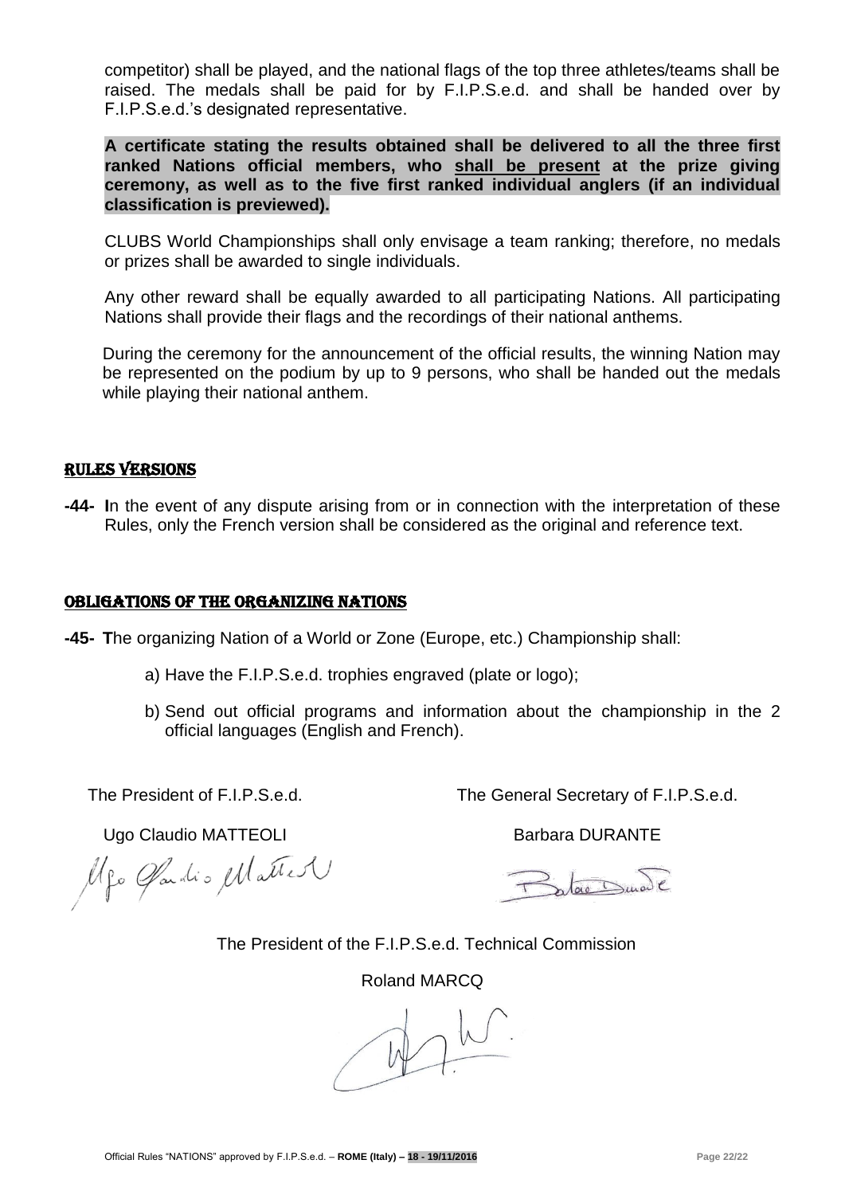competitor) shall be played, and the national flags of the top three athletes/teams shall be raised. The medals shall be paid for by F.I.P.S.e.d. and shall be handed over by F.I.P.S.e.d.'s designated representative.

**A certificate stating the results obtained shall be delivered to all the three first ranked Nations official members, who shall be present at the prize giving ceremony, as well as to the five first ranked individual anglers (if an individual classification is previewed).**

CLUBS World Championships shall only envisage a team ranking; therefore, no medals or prizes shall be awarded to single individuals.

Any other reward shall be equally awarded to all participating Nations. All participating Nations shall provide their flags and the recordings of their national anthems.

During the ceremony for the announcement of the official results, the winning Nation may be represented on the podium by up to 9 persons, who shall be handed out the medals while playing their national anthem.

## RULES VERSIONS

**-44- I**n the event of any dispute arising from or in connection with the interpretation of these Rules, only the French version shall be considered as the original and reference text.

## OBLIGATIONS OF THE ORGANIZING NATIONS

**-45- T**he organizing Nation of a World or Zone (Europe, etc.) Championship shall:

a) Have the F.I.P.S.e.d. trophies engraved (plate or logo);

b) Send out official programs and information about the championship in the 2 official languages (English and French).

The President of F.I.P.S.e.d.

Ugo Claudio MATTEOLI

The General Secretary of F.I.P.S.e.d.

Barbara DURANTE

The President of the F.I.P.S.e.d. Technical Commission

Roland MARCQ